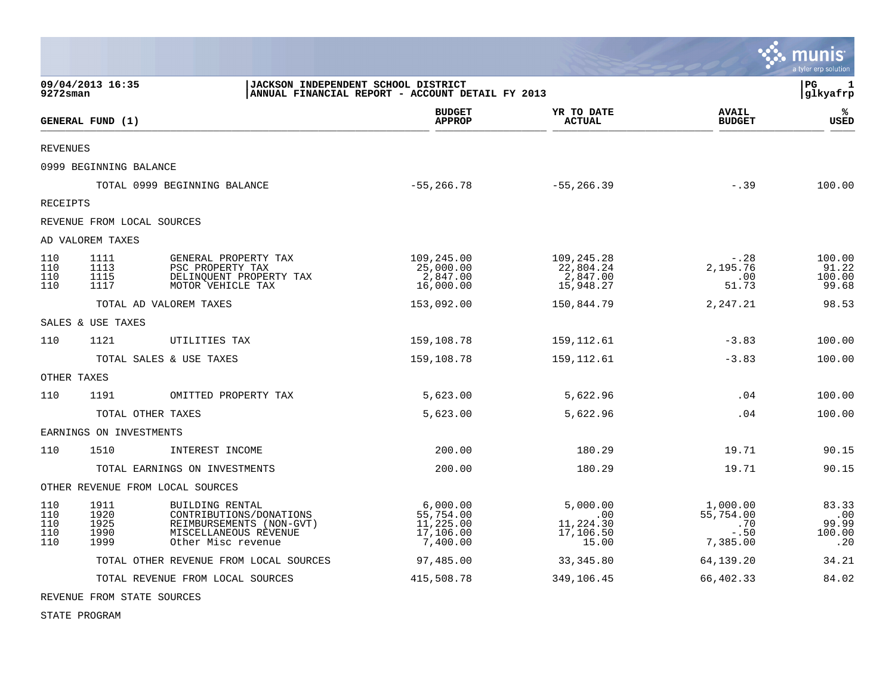09/04/2013 16:35
9272sman

**JACKSON INDEPENDENT SCHOOL DISTRICT**
**ANNUAL FINANCIAL REPORT - ACCOUNT DETAIL FY 2013**

PG 1
glkyafrp

| GENERAL FUND (1) | | | BUDGET APPROP | YR TO DATE ACTUAL | AVAIL BUDGET | % USED |
|---|---|---|---|---|---|---|
| REVENUES | | | | | | |
| 0999 BEGINNING BALANCE | | | | | | |
| | | TOTAL 0999 BEGINNING BALANCE | -55,266.78 | -55,266.39 | -.39 | 100.00 |
| RECEIPTS | | | | | | |
| REVENUE FROM LOCAL SOURCES | | | | | | |
| AD VALOREM TAXES | | | | | | |
| 110 | 1111 | GENERAL PROPERTY TAX | 109,245.00 | 109,245.28 | -.28 | 100.00 |
| 110 | 1113 | PSC PROPERTY TAX | 25,000.00 | 22,804.24 | 2,195.76 | 91.22 |
| 110 | 1115 | DELINQUENT PROPERTY TAX | 2,847.00 | 2,847.00 | .00 | 100.00 |
| 110 | 1117 | MOTOR VEHICLE TAX | 16,000.00 | 15,948.27 | 51.73 | 99.68 |
| | | TOTAL AD VALOREM TAXES | 153,092.00 | 150,844.79 | 2,247.21 | 98.53 |
| SALES & USE TAXES | | | | | | |
| 110 | 1121 | UTILITIES TAX | 159,108.78 | 159,112.61 | -3.83 | 100.00 |
| | | TOTAL SALES & USE TAXES | 159,108.78 | 159,112.61 | -3.83 | 100.00 |
| OTHER TAXES | | | | | | |
| 110 | 1191 | OMITTED PROPERTY TAX | 5,623.00 | 5,622.96 | .04 | 100.00 |
| | | TOTAL OTHER TAXES | 5,623.00 | 5,622.96 | .04 | 100.00 |
| EARNINGS ON INVESTMENTS | | | | | | |
| 110 | 1510 | INTEREST INCOME | 200.00 | 180.29 | 19.71 | 90.15 |
| | | TOTAL EARNINGS ON INVESTMENTS | 200.00 | 180.29 | 19.71 | 90.15 |
| OTHER REVENUE FROM LOCAL SOURCES | | | | | | |
| 110 | 1911 | BUILDING RENTAL | 6,000.00 | 5,000.00 | 1,000.00 | 83.33 |
| 110 | 1920 | CONTRIBUTIONS/DONATIONS | 55,754.00 | .00 | 55,754.00 | .00 |
| 110 | 1925 | REIMBURSEMENTS (NON-GVT) | 11,225.00 | 11,224.30 | .70 | 99.99 |
| 110 | 1990 | MISCELLANEOUS REVENUE | 17,106.00 | 17,106.50 | -.50 | 100.00 |
| 110 | 1999 | Other Misc revenue | 7,400.00 | 15.00 | 7,385.00 | .20 |
| | | TOTAL OTHER REVENUE FROM LOCAL SOURCES | 97,485.00 | 33,345.80 | 64,139.20 | 34.21 |
| | | TOTAL REVENUE FROM LOCAL SOURCES | 415,508.78 | 349,106.45 | 66,402.33 | 84.02 |
| REVENUE FROM STATE SOURCES | | | | | | |
| STATE PROGRAM | | | | | | |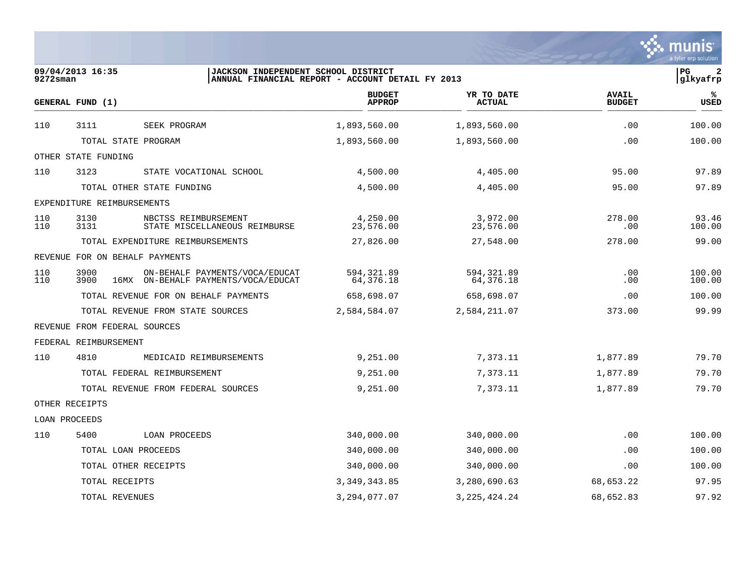09/04/2013 16:35 | JACKSON INDEPENDENT SCHOOL DISTRICT | PG 2
9272sman | ANNUAL FINANCIAL REPORT - ACCOUNT DETAIL FY 2013 | glkyafrp

| GENERAL FUND (1) | | | | BUDGET APPROP | YR TO DATE ACTUAL | AVAIL BUDGET | % USED |
|---|---|---|---|---|---|---|---|
| 110 | 3111 | | SEEK PROGRAM | 1,893,560.00 | 1,893,560.00 | .00 | 100.00 |
| | TOTAL STATE PROGRAM | | | 1,893,560.00 | 1,893,560.00 | .00 | 100.00 |
| OTHER STATE FUNDING | | | | | | | |
| 110 | 3123 | | STATE VOCATIONAL SCHOOL | 4,500.00 | 4,405.00 | 95.00 | 97.89 |
| | TOTAL OTHER STATE FUNDING | | | 4,500.00 | 4,405.00 | 95.00 | 97.89 |
| EXPENDITURE REIMBURSEMENTS | | | | | | | |
| 110 | 3130 | | NBCTSS REIMBURSEMENT | 4,250.00 | 3,972.00 | 278.00 | 93.46 |
| 110 | 3131 | | STATE MISCELLANEOUS REIMBURSE | 23,576.00 | 23,576.00 | .00 | 100.00 |
| | TOTAL EXPENDITURE REIMBURSEMENTS | | | 27,826.00 | 27,548.00 | 278.00 | 99.00 |
| REVENUE FOR ON BEHALF PAYMENTS | | | | | | | |
| 110 | 3900 | | ON-BEHALF PAYMENTS/VOCA/EDUCAT | 594,321.89 | 594,321.89 | .00 | 100.00 |
| 110 | 3900 | 16MX | ON-BEHALF PAYMENTS/VOCA/EDUCAT | 64,376.18 | 64,376.18 | .00 | 100.00 |
| | TOTAL REVENUE FOR ON BEHALF PAYMENTS | | | 658,698.07 | 658,698.07 | .00 | 100.00 |
| | TOTAL REVENUE FROM STATE SOURCES | | | 2,584,584.07 | 2,584,211.07 | 373.00 | 99.99 |
| REVENUE FROM FEDERAL SOURCES | | | | | | | |
| FEDERAL REIMBURSEMENT | | | | | | | |
| 110 | 4810 | | MEDICAID REIMBURSEMENTS | 9,251.00 | 7,373.11 | 1,877.89 | 79.70 |
| | TOTAL FEDERAL REIMBURSEMENT | | | 9,251.00 | 7,373.11 | 1,877.89 | 79.70 |
| | TOTAL REVENUE FROM FEDERAL SOURCES | | | 9,251.00 | 7,373.11 | 1,877.89 | 79.70 |
| OTHER RECEIPTS | | | | | | | |
| LOAN PROCEEDS | | | | | | | |
| 110 | 5400 | | LOAN PROCEEDS | 340,000.00 | 340,000.00 | .00 | 100.00 |
| | TOTAL LOAN PROCEEDS | | | 340,000.00 | 340,000.00 | .00 | 100.00 |
| | TOTAL OTHER RECEIPTS | | | 340,000.00 | 340,000.00 | .00 | 100.00 |
| | TOTAL RECEIPTS | | | 3,349,343.85 | 3,280,690.63 | 68,653.22 | 97.95 |
| | TOTAL REVENUES | | | 3,294,077.07 | 3,225,424.24 | 68,652.83 | 97.92 |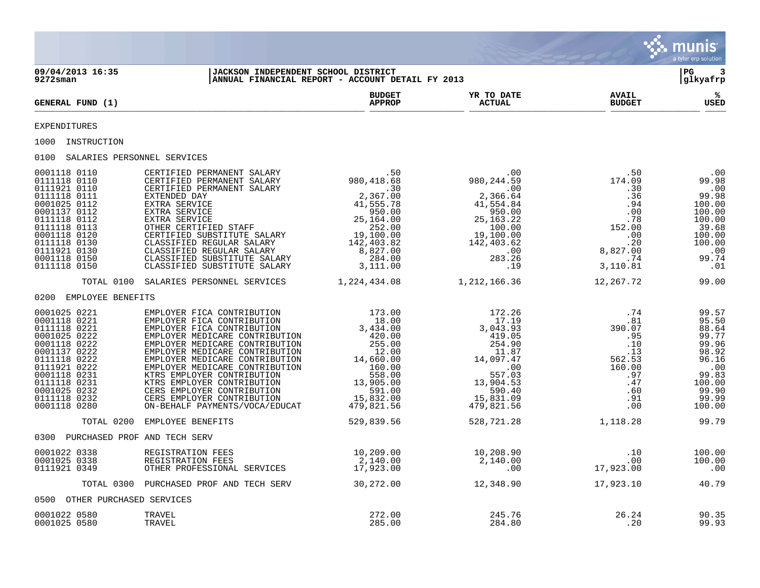**JACKSON INDEPENDENT SCHOOL DISTRICT**
**ANNUAL FINANCIAL REPORT - ACCOUNT DETAIL FY 2013**

09/04/2013 16:35
9272sman

glkyafrp

| GENERAL FUND (1) | | BUDGET APPROP | YR TO DATE ACTUAL | AVAIL BUDGET | % USED |
|---|---|---|---|---|---|
| **EXPENDITURES** | | | | | |
| **1000 INSTRUCTION** | | | | | |
| **0100 SALARIES PERSONNEL SERVICES** | | | | | |
| 0001118 0110 | CERTIFIED PERMANENT SALARY | .50 | .00 | .50 | .00 |
| 0111118 0110 | CERTIFIED PERMANENT SALARY | 980,418.68 | 980,244.59 | 174.09 | 99.98 |
| 0111921 0110 | CERTIFIED PERMANENT SALARY | .30 | .00 | .30 | .00 |
| 0111118 0111 | EXTENDED DAY | 2,367.00 | 2,366.64 | .36 | 99.98 |
| 0001025 0112 | EXTRA SERVICE | 41,555.78 | 41,554.84 | .94 | 100.00 |
| 0001137 0112 | EXTRA SERVICE | 950.00 | 950.00 | .00 | 100.00 |
| 0111118 0112 | EXTRA SERVICE | 25,164.00 | 25,163.22 | .78 | 100.00 |
| 0111118 0113 | OTHER CERTIFIED STAFF | 252.00 | 100.00 | 152.00 | 39.68 |
| 0001118 0120 | CERTIFIED SUBSTITUTE SALARY | 19,100.00 | 19,100.00 | .00 | 100.00 |
| 0111118 0130 | CLASSIFIED REGULAR SALARY | 142,403.82 | 142,403.62 | .20 | 100.00 |
| 0111921 0130 | CLASSIFIED REGULAR SALARY | 8,827.00 | .00 | 8,827.00 | .00 |
| 0001118 0150 | CLASSIFIED SUBSTITUTE SALARY | 284.00 | 283.26 | .74 | 99.74 |
| 0111118 0150 | CLASSIFIED SUBSTITUTE SALARY | 3,111.00 | .19 | 3,110.81 | .01 |
| TOTAL 0100 | SALARIES PERSONNEL SERVICES | 1,224,434.08 | 1,212,166.36 | 12,267.72 | 99.00 |
| **0200 EMPLOYEE BENEFITS** | | | | | |
| 0001025 0221 | EMPLOYER FICA CONTRIBUTION | 173.00 | 172.26 | .74 | 99.57 |
| 0001118 0221 | EMPLOYER FICA CONTRIBUTION | 18.00 | 17.19 | .81 | 95.50 |
| 0111118 0221 | EMPLOYER FICA CONTRIBUTION | 3,434.00 | 3,043.93 | 390.07 | 88.64 |
| 0001025 0222 | EMPLOYER MEDICARE CONTRIBUTION | 420.00 | 419.05 | .95 | 99.77 |
| 0001118 0222 | EMPLOYER MEDICARE CONTRIBUTION | 255.00 | 254.90 | .10 | 99.96 |
| 0001137 0222 | EMPLOYER MEDICARE CONTRIBUTION | 12.00 | 11.87 | .13 | 98.92 |
| 0111118 0222 | EMPLOYER MEDICARE CONTRIBUTION | 14,660.00 | 14,097.47 | 562.53 | 96.16 |
| 0111921 0222 | EMPLOYER MEDICARE CONTRIBUTION | 160.00 | .00 | 160.00 | .00 |
| 0001118 0231 | KTRS EMPLOYER CONTRIBUTION | 558.00 | 557.03 | .97 | 99.83 |
| 0111118 0231 | KTRS EMPLOYER CONTRIBUTION | 13,905.00 | 13,904.53 | .47 | 100.00 |
| 0001025 0232 | CERS EMPLOYER CONTRIBUTION | 591.00 | 590.40 | .60 | 99.90 |
| 0111118 0232 | CERS EMPLOYER CONTRIBUTION | 15,832.00 | 15,831.09 | .91 | 99.99 |
| 0001118 0280 | ON-BEHALF PAYMENTS/VOCA/EDUCAT | 479,821.56 | 479,821.56 | .00 | 100.00 |
| TOTAL 0200 | EMPLOYEE BENEFITS | 529,839.56 | 528,721.28 | 1,118.28 | 99.79 |
| **0300 PURCHASED PROF AND TECH SERV** | | | | | |
| 0001022 0338 | REGISTRATION FEES | 10,209.00 | 10,208.90 | .10 | 100.00 |
| 0001025 0338 | REGISTRATION FEES | 2,140.00 | 2,140.00 | .00 | 100.00 |
| 0111921 0349 | OTHER PROFESSIONAL SERVICES | 17,923.00 | .00 | 17,923.00 | .00 |
| TOTAL 0300 | PURCHASED PROF AND TECH SERV | 30,272.00 | 12,348.90 | 17,923.10 | 40.79 |
| **0500 OTHER PURCHASED SERVICES** | | | | | |
| 0001022 0580 | TRAVEL | 272.00 | 245.76 | 26.24 | 90.35 |
| 0001025 0580 | TRAVEL | 285.00 | 284.80 | .20 | 99.93 |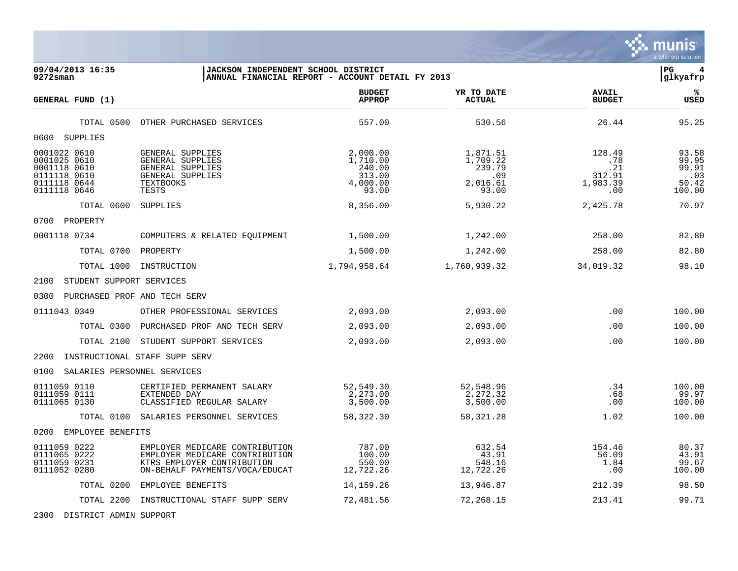**09/04/2013 16:35**
**9272sman**

**JACKSON INDEPENDENT SCHOOL DISTRICT**
**ANNUAL FINANCIAL REPORT - ACCOUNT DETAIL FY 2013**

**PG 4**
**glkyafrp**

| GENERAL FUND (1) | | BUDGET APPROP | YR TO DATE ACTUAL | AVAIL BUDGET | % USED |
|---|---|---|---|---|---|
| TOTAL 0500 | OTHER PURCHASED SERVICES | 557.00 | 530.56 | 26.44 | 95.25 |
| 0600 SUPPLIES | | | | | |
| 0001022 0610 | GENERAL SUPPLIES | 2,000.00 | 1,871.51 | 128.49 | 93.58 |
| 0001025 0610 | GENERAL SUPPLIES | 1,710.00 | 1,709.22 | .78 | 99.95 |
| 0001118 0610 | GENERAL SUPPLIES | 240.00 | 239.79 | .21 | 99.91 |
| 0111118 0610 | GENERAL SUPPLIES | 313.00 | .09 | 312.91 | .03 |
| 0111118 0644 | TEXTBOOKS | 4,000.00 | 2,016.61 | 1,983.39 | 50.42 |
| 0111118 0646 | TESTS | 93.00 | 93.00 | .00 | 100.00 |
| TOTAL 0600 | SUPPLIES | 8,356.00 | 5,930.22 | 2,425.78 | 70.97 |
| 0700 PROPERTY | | | | | |
| 0001118 0734 | COMPUTERS & RELATED EQUIPMENT | 1,500.00 | 1,242.00 | 258.00 | 82.80 |
| TOTAL 0700 | PROPERTY | 1,500.00 | 1,242.00 | 258.00 | 82.80 |
| TOTAL 1000 | INSTRUCTION | 1,794,958.64 | 1,760,939.32 | 34,019.32 | 98.10 |
| 2100 STUDENT SUPPORT SERVICES | | | | | |
| 0300 PURCHASED PROF AND TECH SERV | | | | | |
| 0111043 0349 | OTHER PROFESSIONAL SERVICES | 2,093.00 | 2,093.00 | .00 | 100.00 |
| TOTAL 0300 | PURCHASED PROF AND TECH SERV | 2,093.00 | 2,093.00 | .00 | 100.00 |
| TOTAL 2100 | STUDENT SUPPORT SERVICES | 2,093.00 | 2,093.00 | .00 | 100.00 |
| 2200 INSTRUCTIONAL STAFF SUPP SERV | | | | | |
| 0100 SALARIES PERSONNEL SERVICES | | | | | |
| 0111059 0110 | CERTIFIED PERMANENT SALARY | 52,549.30 | 52,548.96 | .34 | 100.00 |
| 0111059 0111 | EXTENDED DAY | 2,273.00 | 2,272.32 | .68 | 99.97 |
| 0111065 0130 | CLASSIFIED REGULAR SALARY | 3,500.00 | 3,500.00 | .00 | 100.00 |
| TOTAL 0100 | SALARIES PERSONNEL SERVICES | 58,322.30 | 58,321.28 | 1.02 | 100.00 |
| 0200 EMPLOYEE BENEFITS | | | | | |
| 0111059 0222 | EMPLOYER MEDICARE CONTRIBUTION | 787.00 | 632.54 | 154.46 | 80.37 |
| 0111065 0222 | EMPLOYER MEDICARE CONTRIBUTION | 100.00 | 43.91 | 56.09 | 43.91 |
| 0111059 0231 | KTRS EMPLOYER CONTRIBUTION | 550.00 | 548.16 | 1.84 | 99.67 |
| 0111052 0280 | ON-BEHALF PAYMENTS/VOCA/EDUCAT | 12,722.26 | 12,722.26 | .00 | 100.00 |
| TOTAL 0200 | EMPLOYEE BENEFITS | 14,159.26 | 13,946.87 | 212.39 | 98.50 |
| TOTAL 2200 | INSTRUCTIONAL STAFF SUPP SERV | 72,481.56 | 72,268.15 | 213.41 | 99.71 |
| 2300 DISTRICT ADMIN SUPPORT | | | | | |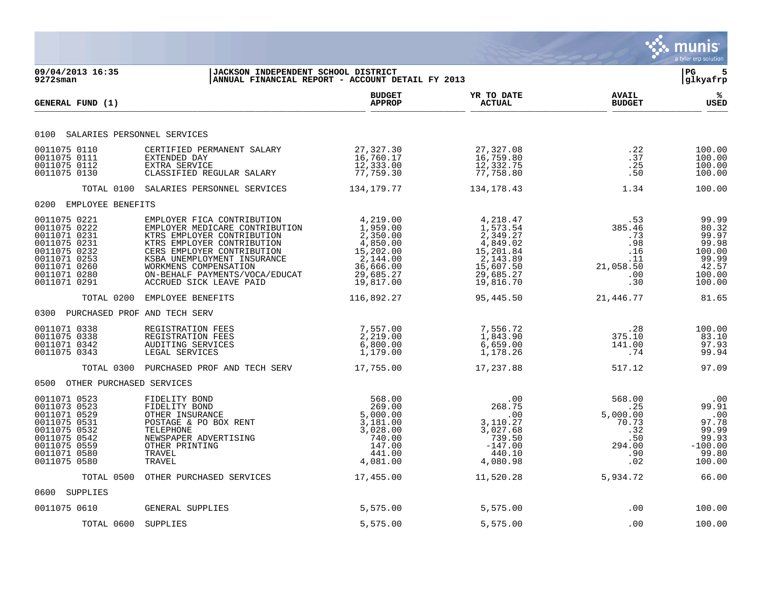**JACKSON INDEPENDENT SCHOOL DISTRICT**
**ANNUAL FINANCIAL REPORT - ACCOUNT DETAIL FY 2013**

09/04/2013 16:35
9272sman

glkyafrp

| GENERAL FUND (1) | | BUDGET APPROP | YR TO DATE ACTUAL | AVAIL BUDGET | % USED |
|---|---|---|---|---|---|
| **0100 SALARIES PERSONNEL SERVICES** | | | | | |
| 0011075 0110 | CERTIFIED PERMANENT SALARY | 27,327.30 | 27,327.08 | .22 | 100.00 |
| 0011075 0111 | EXTENDED DAY | 16,760.17 | 16,759.80 | .37 | 100.00 |
| 0011075 0112 | EXTRA SERVICE | 12,333.00 | 12,332.75 | .25 | 100.00 |
| 0011075 0130 | CLASSIFIED REGULAR SALARY | 77,759.30 | 77,758.80 | .50 | 100.00 |
| TOTAL 0100 | SALARIES PERSONNEL SERVICES | 134,179.77 | 134,178.43 | 1.34 | 100.00 |
| **0200 EMPLOYEE BENEFITS** | | | | | |
| 0011075 0221 | EMPLOYER FICA CONTRIBUTION | 4,219.00 | 4,218.47 | .53 | 99.99 |
| 0011075 0222 | EMPLOYER MEDICARE CONTRIBUTION | 1,959.00 | 1,573.54 | 385.46 | 80.32 |
| 0011071 0231 | KTRS EMPLOYER CONTRIBUTION | 2,350.00 | 2,349.27 | .73 | 99.97 |
| 0011075 0231 | KTRS EMPLOYER CONTRIBUTION | 4,850.00 | 4,849.02 | .98 | 99.98 |
| 0011075 0232 | CERS EMPLOYER CONTRIBUTION | 15,202.00 | 15,201.84 | .16 | 100.00 |
| 0011071 0253 | KSBA UNEMPLOYMENT INSURANCE | 2,144.00 | 2,143.89 | .11 | 99.99 |
| 0011071 0260 | WORKMENS COMPENSATION | 36,666.00 | 15,607.50 | 21,058.50 | 42.57 |
| 0011071 0280 | ON-BEHALF PAYMENTS/VOCA/EDUCAT | 29,685.27 | 29,685.27 | .00 | 100.00 |
| 0011071 0291 | ACCRUED SICK LEAVE PAID | 19,817.00 | 19,816.70 | .30 | 100.00 |
| TOTAL 0200 | EMPLOYEE BENEFITS | 116,892.27 | 95,445.50 | 21,446.77 | 81.65 |
| **0300 PURCHASED PROF AND TECH SERV** | | | | | |
| 0011071 0338 | REGISTRATION FEES | 7,557.00 | 7,556.72 | .28 | 100.00 |
| 0011075 0338 | REGISTRATION FEES | 2,219.00 | 1,843.90 | 375.10 | 83.10 |
| 0011071 0342 | AUDITING SERVICES | 6,800.00 | 6,659.00 | 141.00 | 97.93 |
| 0011075 0343 | LEGAL SERVICES | 1,179.00 | 1,178.26 | .74 | 99.94 |
| TOTAL 0300 | PURCHASED PROF AND TECH SERV | 17,755.00 | 17,237.88 | 517.12 | 97.09 |
| **0500 OTHER PURCHASED SERVICES** | | | | | |
| 0011071 0523 | FIDELITY BOND | 568.00 | .00 | 568.00 | .00 |
| 0011073 0523 | FIDELITY BOND | 269.00 | 268.75 | .25 | 99.91 |
| 0011071 0529 | OTHER INSURANCE | 5,000.00 | .00 | 5,000.00 | .00 |
| 0011075 0531 | POSTAGE & PO BOX RENT | 3,181.00 | 3,110.27 | 70.73 | 97.78 |
| 0011075 0532 | TELEPHONE | 3,028.00 | 3,027.68 | .32 | 99.99 |
| 0011075 0542 | NEWSPAPER ADVERTISING | 740.00 | 739.50 | .50 | 99.93 |
| 0011075 0559 | OTHER PRINTING | 147.00 | -147.00 | 294.00 | -100.00 |
| 0011071 0580 | TRAVEL | 441.00 | 440.10 | .90 | 99.80 |
| 0011075 0580 | TRAVEL | 4,081.00 | 4,080.98 | .02 | 100.00 |
| TOTAL 0500 | OTHER PURCHASED SERVICES | 17,455.00 | 11,520.28 | 5,934.72 | 66.00 |
| **0600 SUPPLIES** | | | | | |
| 0011075 0610 | GENERAL SUPPLIES | 5,575.00 | 5,575.00 | .00 | 100.00 |
| TOTAL 0600 | SUPPLIES | 5,575.00 | 5,575.00 | .00 | 100.00 |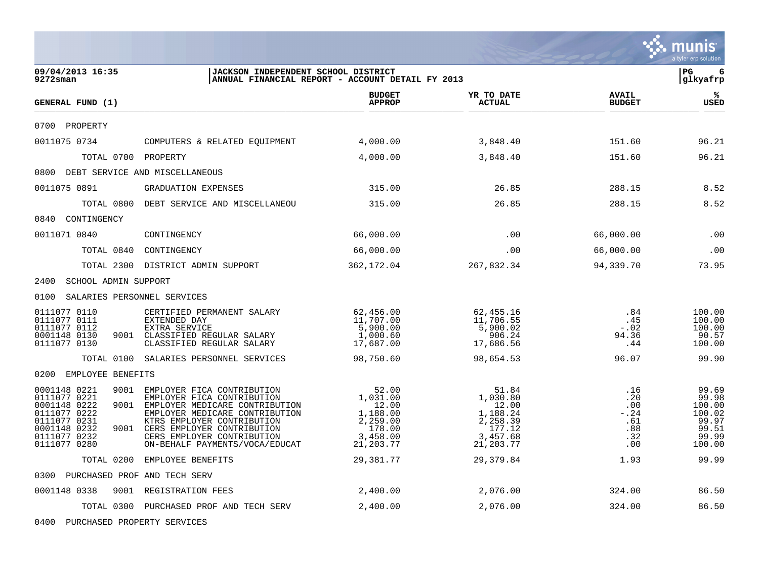**JACKSON INDEPENDENT SCHOOL DISTRICT**
**ANNUAL FINANCIAL REPORT - ACCOUNT DETAIL FY 2013**

09/04/2013 16:35
9272sman

glkyafrp

| GENERAL FUND (1) | | | BUDGET APPROP | YR TO DATE ACTUAL | AVAIL BUDGET | % USED |
|---|---|---|---|---|---|---|
| 0700 PROPERTY | | | | | | |
| 0011075 0734 | | COMPUTERS & RELATED EQUIPMENT | 4,000.00 | 3,848.40 | 151.60 | 96.21 |
| TOTAL 0700 | | PROPERTY | 4,000.00 | 3,848.40 | 151.60 | 96.21 |
| 0800 DEBT SERVICE AND MISCELLANEOUS | | | | | | |
| 0011075 0891 | | GRADUATION EXPENSES | 315.00 | 26.85 | 288.15 | 8.52 |
| TOTAL 0800 | | DEBT SERVICE AND MISCELLANEOU | 315.00 | 26.85 | 288.15 | 8.52 |
| 0840 CONTINGENCY | | | | | | |
| 0011071 0840 | | CONTINGENCY | 66,000.00 | .00 | 66,000.00 | .00 |
| TOTAL 0840 | | CONTINGENCY | 66,000.00 | .00 | 66,000.00 | .00 |
| TOTAL 2300 | | DISTRICT ADMIN SUPPORT | 362,172.04 | 267,832.34 | 94,339.70 | 73.95 |
| 2400 SCHOOL ADMIN SUPPORT | | | | | | |
| 0100 SALARIES PERSONNEL SERVICES | | | | | | |
| 0111077 0110 | | CERTIFIED PERMANENT SALARY | 62,456.00 | 62,455.16 | .84 | 100.00 |
| 0111077 0111 | | EXTENDED DAY | 11,707.00 | 11,706.55 | .45 | 100.00 |
| 0111077 0112 | | EXTRA SERVICE | 5,900.00 | 5,900.02 | -.02 | 100.00 |
| 0001148 0130 | 9001 | CLASSIFIED REGULAR SALARY | 1,000.60 | 906.24 | 94.36 | 90.57 |
| 0111077 0130 | | CLASSIFIED REGULAR SALARY | 17,687.00 | 17,686.56 | .44 | 100.00 |
| TOTAL 0100 | | SALARIES PERSONNEL SERVICES | 98,750.60 | 98,654.53 | 96.07 | 99.90 |
| 0200 EMPLOYEE BENEFITS | | | | | | |
| 0001148 0221 | 9001 | EMPLOYER FICA CONTRIBUTION | 52.00 | 51.84 | .16 | 99.69 |
| 0111077 0221 | | EMPLOYER FICA CONTRIBUTION | 1,031.00 | 1,030.80 | .20 | 99.98 |
| 0001148 0222 | 9001 | EMPLOYER MEDICARE CONTRIBUTION | 12.00 | 12.00 | .00 | 100.00 |
| 0111077 0222 | | EMPLOYER MEDICARE CONTRIBUTION | 1,188.00 | 1,188.24 | -.24 | 100.02 |
| 0111077 0231 | | KTRS EMPLOYER CONTRIBUTION | 2,259.00 | 2,258.39 | .61 | 99.97 |
| 0001148 0232 | 9001 | CERS EMPLOYER CONTRIBUTION | 178.00 | 177.12 | .88 | 99.51 |
| 0111077 0232 | | CERS EMPLOYER CONTRIBUTION | 3,458.00 | 3,457.68 | .32 | 99.99 |
| 0111077 0280 | | ON-BEHALF PAYMENTS/VOCA/EDUCAT | 21,203.77 | 21,203.77 | .00 | 100.00 |
| TOTAL 0200 | | EMPLOYEE BENEFITS | 29,381.77 | 29,379.84 | 1.93 | 99.99 |
| 0300 PURCHASED PROF AND TECH SERV | | | | | | |
| 0001148 0338 | 9001 | REGISTRATION FEES | 2,400.00 | 2,076.00 | 324.00 | 86.50 |
| TOTAL 0300 | | PURCHASED PROF AND TECH SERV | 2,400.00 | 2,076.00 | 324.00 | 86.50 |
| 0400 PURCHASED PROPERTY SERVICES | | | | | | |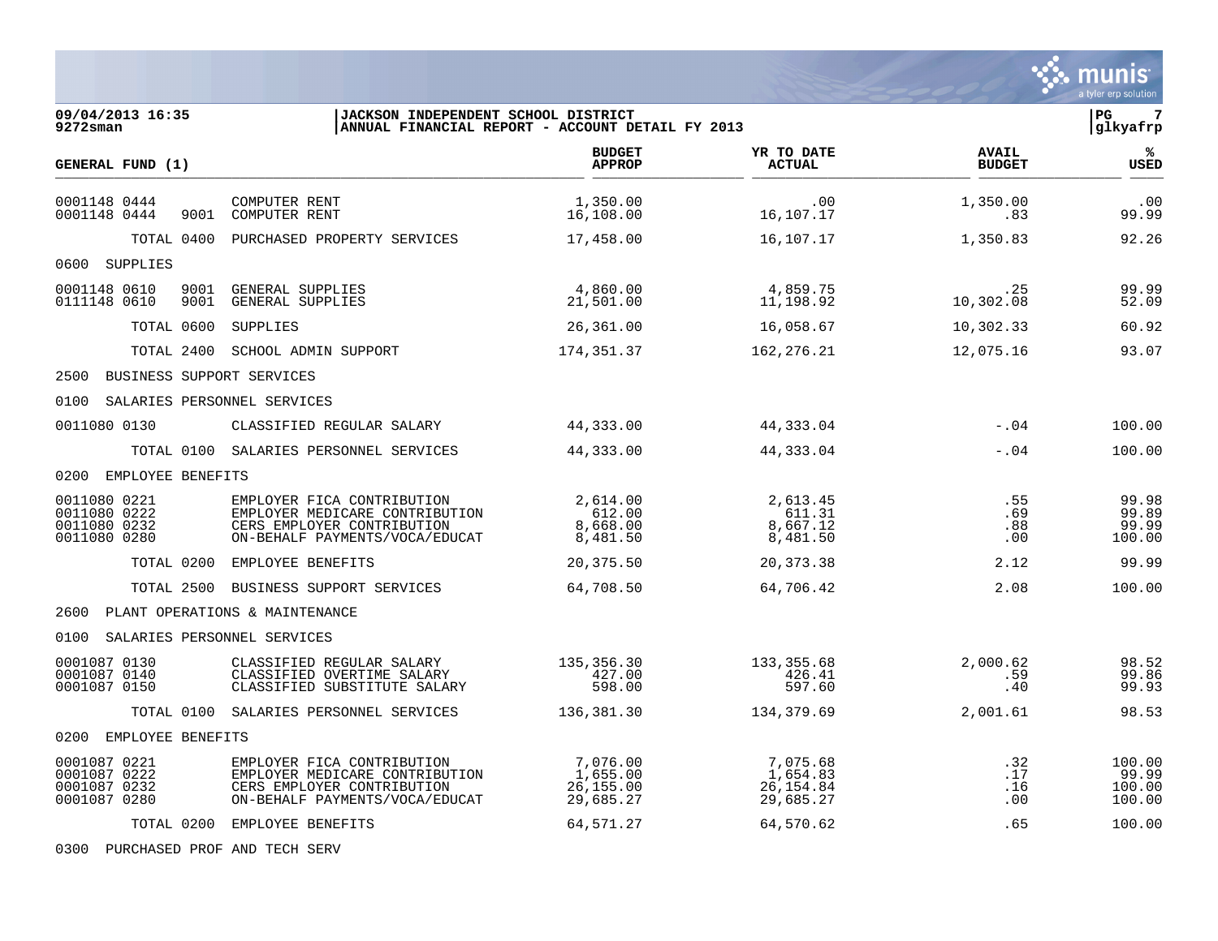**JACKSON INDEPENDENT SCHOOL DISTRICT**
**ANNUAL FINANCIAL REPORT - ACCOUNT DETAIL FY 2013**

09/04/2013 16:35
9272sman

glkyafrp

| GENERAL FUND (1) | | | BUDGET APPROP | YR TO DATE ACTUAL | AVAIL BUDGET | % USED |
|---|---|---|---|---|---|---|
| 0001148 0444 | | COMPUTER RENT | 1,350.00 | .00 | 1,350.00 | .00 |
| 0001148 0444 | 9001 | COMPUTER RENT | 16,108.00 | 16,107.17 | .83 | 99.99 |
| TOTAL 0400 | | PURCHASED PROPERTY SERVICES | 17,458.00 | 16,107.17 | 1,350.83 | 92.26 |
| 0600 SUPPLIES | | | | | | |
| 0001148 0610 | 9001 | GENERAL SUPPLIES | 4,860.00 | 4,859.75 | .25 | 99.99 |
| 0111148 0610 | 9001 | GENERAL SUPPLIES | 21,501.00 | 11,198.92 | 10,302.08 | 52.09 |
| TOTAL 0600 | | SUPPLIES | 26,361.00 | 16,058.67 | 10,302.33 | 60.92 |
| TOTAL 2400 | | SCHOOL ADMIN SUPPORT | 174,351.37 | 162,276.21 | 12,075.16 | 93.07 |
| 2500 BUSINESS SUPPORT SERVICES | | | | | | |
| 0100 SALARIES PERSONNEL SERVICES | | | | | | |
| 0011080 0130 | | CLASSIFIED REGULAR SALARY | 44,333.00 | 44,333.04 | -.04 | 100.00 |
| TOTAL 0100 | | SALARIES PERSONNEL SERVICES | 44,333.00 | 44,333.04 | -.04 | 100.00 |
| 0200 EMPLOYEE BENEFITS | | | | | | |
| 0011080 0221 | | EMPLOYER FICA CONTRIBUTION | 2,614.00 | 2,613.45 | .55 | 99.98 |
| 0011080 0222 | | EMPLOYER MEDICARE CONTRIBUTION | 612.00 | 611.31 | .69 | 99.89 |
| 0011080 0232 | | CERS EMPLOYER CONTRIBUTION | 8,668.00 | 8,667.12 | .88 | 99.99 |
| 0011080 0280 | | ON-BEHALF PAYMENTS/VOCA/EDUCAT | 8,481.50 | 8,481.50 | .00 | 100.00 |
| TOTAL 0200 | | EMPLOYEE BENEFITS | 20,375.50 | 20,373.38 | 2.12 | 99.99 |
| TOTAL 2500 | | BUSINESS SUPPORT SERVICES | 64,708.50 | 64,706.42 | 2.08 | 100.00 |
| 2600 PLANT OPERATIONS & MAINTENANCE | | | | | | |
| 0100 SALARIES PERSONNEL SERVICES | | | | | | |
| 0001087 0130 | | CLASSIFIED REGULAR SALARY | 135,356.30 | 133,355.68 | 2,000.62 | 98.52 |
| 0001087 0140 | | CLASSIFIED OVERTIME SALARY | 427.00 | 426.41 | .59 | 99.86 |
| 0001087 0150 | | CLASSIFIED SUBSTITUTE SALARY | 598.00 | 597.60 | .40 | 99.93 |
| TOTAL 0100 | | SALARIES PERSONNEL SERVICES | 136,381.30 | 134,379.69 | 2,001.61 | 98.53 |
| 0200 EMPLOYEE BENEFITS | | | | | | |
| 0001087 0221 | | EMPLOYER FICA CONTRIBUTION | 7,076.00 | 7,075.68 | .32 | 100.00 |
| 0001087 0222 | | EMPLOYER MEDICARE CONTRIBUTION | 1,655.00 | 1,654.83 | .17 | 99.99 |
| 0001087 0232 | | CERS EMPLOYER CONTRIBUTION | 26,155.00 | 26,154.84 | .16 | 100.00 |
| 0001087 0280 | | ON-BEHALF PAYMENTS/VOCA/EDUCAT | 29,685.27 | 29,685.27 | .00 | 100.00 |
| TOTAL 0200 | | EMPLOYEE BENEFITS | 64,571.27 | 64,570.62 | .65 | 100.00 |
| 0300 PURCHASED PROF AND TECH SERV | | | | | | |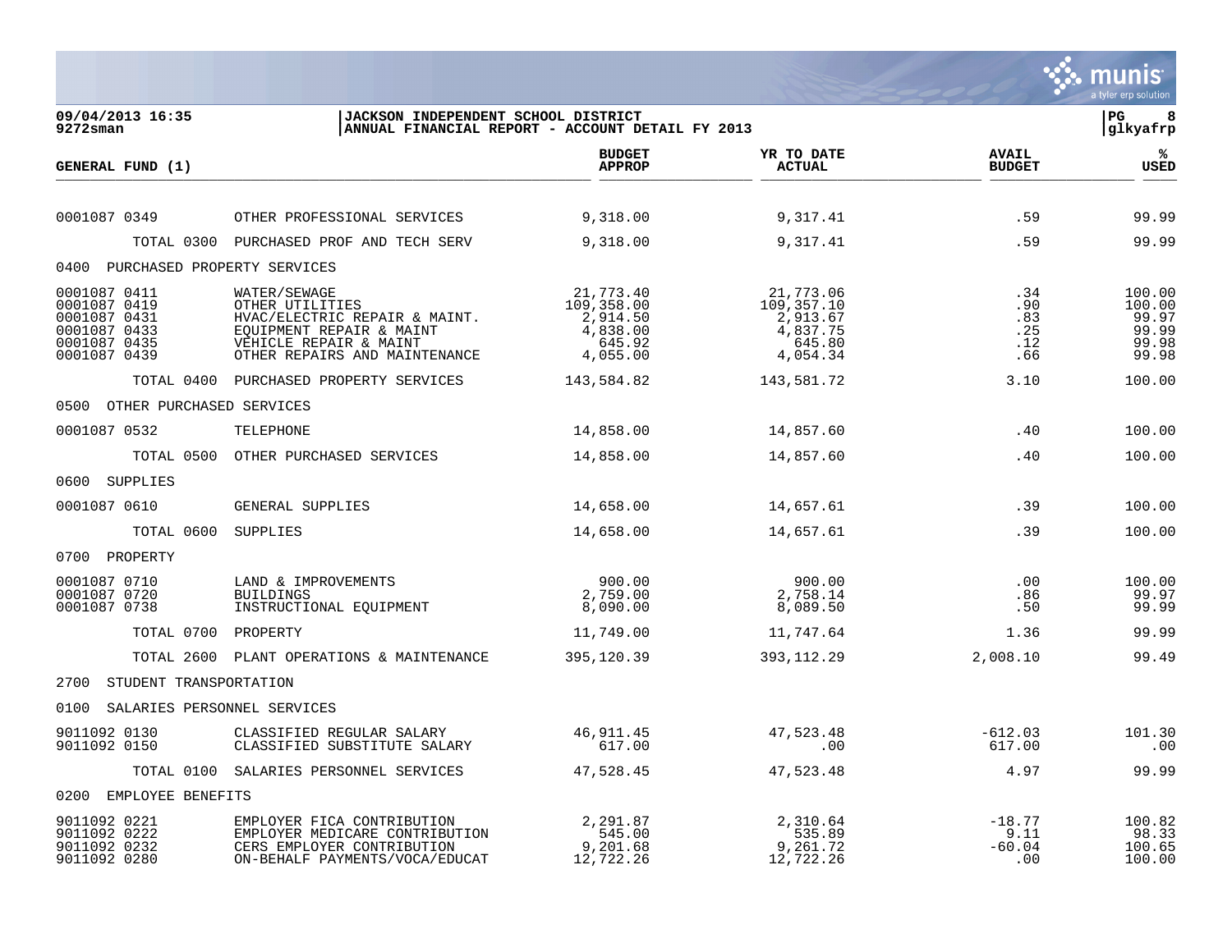09/04/2013 16:35 | JACKSON INDEPENDENT SCHOOL DISTRICT
9272sman | ANNUAL FINANCIAL REPORT - ACCOUNT DETAIL FY 2013

| GENERAL FUND (1) | | BUDGET APPROP | YR TO DATE ACTUAL | AVAIL BUDGET | % USED |
|---|---|---|---|---|---|
| 0001087 0349 | OTHER PROFESSIONAL SERVICES | 9,318.00 | 9,317.41 | .59 | 99.99 |
| TOTAL 0300 | PURCHASED PROF AND TECH SERV | 9,318.00 | 9,317.41 | .59 | 99.99 |
| 0400 PURCHASED PROPERTY SERVICES | | | | | |
| 0001087 0411 | WATER/SEWAGE | 21,773.40 | 21,773.06 | .34 | 100.00 |
| 0001087 0419 | OTHER UTILITIES | 109,358.00 | 109,357.10 | .90 | 100.00 |
| 0001087 0431 | HVAC/ELECTRIC REPAIR & MAINT. | 2,914.50 | 2,913.67 | .83 | 99.97 |
| 0001087 0433 | EQUIPMENT REPAIR & MAINT | 4,838.00 | 4,837.75 | .25 | 99.99 |
| 0001087 0435 | VEHICLE REPAIR & MAINT | 645.92 | 645.80 | .12 | 99.98 |
| 0001087 0439 | OTHER REPAIRS AND MAINTENANCE | 4,055.00 | 4,054.34 | .66 | 99.98 |
| TOTAL 0400 | PURCHASED PROPERTY SERVICES | 143,584.82 | 143,581.72 | 3.10 | 100.00 |
| 0500 OTHER PURCHASED SERVICES | | | | | |
| 0001087 0532 | TELEPHONE | 14,858.00 | 14,857.60 | .40 | 100.00 |
| TOTAL 0500 | OTHER PURCHASED SERVICES | 14,858.00 | 14,857.60 | .40 | 100.00 |
| 0600 SUPPLIES | | | | | |
| 0001087 0610 | GENERAL SUPPLIES | 14,658.00 | 14,657.61 | .39 | 100.00 |
| TOTAL 0600 | SUPPLIES | 14,658.00 | 14,657.61 | .39 | 100.00 |
| 0700 PROPERTY | | | | | |
| 0001087 0710 | LAND & IMPROVEMENTS | 900.00 | 900.00 | .00 | 100.00 |
| 0001087 0720 | BUILDINGS | 2,759.00 | 2,758.14 | .86 | 99.97 |
| 0001087 0738 | INSTRUCTIONAL EQUIPMENT | 8,090.00 | 8,089.50 | .50 | 99.99 |
| TOTAL 0700 | PROPERTY | 11,749.00 | 11,747.64 | 1.36 | 99.99 |
| TOTAL 2600 | PLANT OPERATIONS & MAINTENANCE | 395,120.39 | 393,112.29 | 2,008.10 | 99.49 |
| 2700 STUDENT TRANSPORTATION | | | | | |
| 0100 SALARIES PERSONNEL SERVICES | | | | | |
| 9011092 0130 | CLASSIFIED REGULAR SALARY | 46,911.45 | 47,523.48 | -612.03 | 101.30 |
| 9011092 0150 | CLASSIFIED SUBSTITUTE SALARY | 617.00 | .00 | 617.00 | .00 |
| TOTAL 0100 | SALARIES PERSONNEL SERVICES | 47,528.45 | 47,523.48 | 4.97 | 99.99 |
| 0200 EMPLOYEE BENEFITS | | | | | |
| 9011092 0221 | EMPLOYER FICA CONTRIBUTION | 2,291.87 | 2,310.64 | -18.77 | 100.82 |
| 9011092 0222 | EMPLOYER MEDICARE CONTRIBUTION | 545.00 | 535.89 | 9.11 | 98.33 |
| 9011092 0232 | CERS EMPLOYER CONTRIBUTION | 9,201.68 | 9,261.72 | -60.04 | 100.65 |
| 9011092 0280 | ON-BEHALF PAYMENTS/VOCA/EDUCAT | 12,722.26 | 12,722.26 | .00 | 100.00 |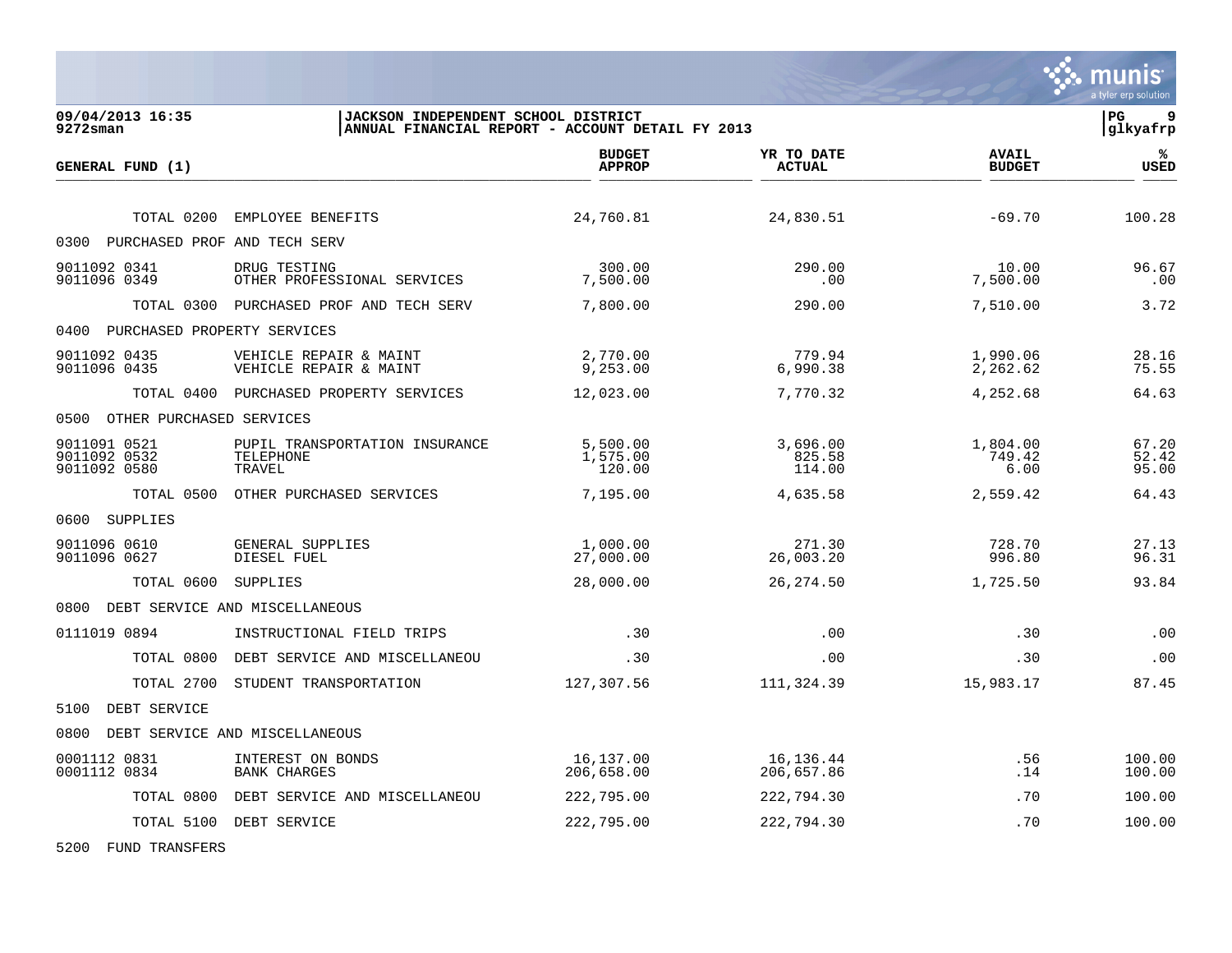**JACKSON INDEPENDENT SCHOOL DISTRICT**
**ANNUAL FINANCIAL REPORT - ACCOUNT DETAIL FY 2013**

09/04/2013 16:35
9272sman

PG 9
glkyafrp

| GENERAL FUND (1) | | BUDGET APPROP | YR TO DATE ACTUAL | AVAIL BUDGET | % USED |
|---|---|---|---|---|---|
| TOTAL 0200 | EMPLOYEE BENEFITS | 24,760.81 | 24,830.51 | -69.70 | 100.28 |
| 0300 PURCHASED PROF AND TECH SERV | | | | | |
| 9011092 0341 | DRUG TESTING | 300.00 | 290.00 | 10.00 | 96.67 |
| 9011096 0349 | OTHER PROFESSIONAL SERVICES | 7,500.00 | .00 | 7,500.00 | .00 |
| TOTAL 0300 | PURCHASED PROF AND TECH SERV | 7,800.00 | 290.00 | 7,510.00 | 3.72 |
| 0400 PURCHASED PROPERTY SERVICES | | | | | |
| 9011092 0435 | VEHICLE REPAIR & MAINT | 2,770.00 | 779.94 | 1,990.06 | 28.16 |
| 9011096 0435 | VEHICLE REPAIR & MAINT | 9,253.00 | 6,990.38 | 2,262.62 | 75.55 |
| TOTAL 0400 | PURCHASED PROPERTY SERVICES | 12,023.00 | 7,770.32 | 4,252.68 | 64.63 |
| 0500 OTHER PURCHASED SERVICES | | | | | |
| 9011091 0521 | PUPIL TRANSPORTATION INSURANCE | 5,500.00 | 3,696.00 | 1,804.00 | 67.20 |
| 9011092 0532 | TELEPHONE | 1,575.00 | 825.58 | 749.42 | 52.42 |
| 9011092 0580 | TRAVEL | 120.00 | 114.00 | 6.00 | 95.00 |
| TOTAL 0500 | OTHER PURCHASED SERVICES | 7,195.00 | 4,635.58 | 2,559.42 | 64.43 |
| 0600 SUPPLIES | | | | | |
| 9011096 0610 | GENERAL SUPPLIES | 1,000.00 | 271.30 | 728.70 | 27.13 |
| 9011096 0627 | DIESEL FUEL | 27,000.00 | 26,003.20 | 996.80 | 96.31 |
| TOTAL 0600 | SUPPLIES | 28,000.00 | 26,274.50 | 1,725.50 | 93.84 |
| 0800 DEBT SERVICE AND MISCELLANEOUS | | | | | |
| 0111019 0894 | INSTRUCTIONAL FIELD TRIPS | .30 | .00 | .30 | .00 |
| TOTAL 0800 | DEBT SERVICE AND MISCELLANEOU | .30 | .00 | .30 | .00 |
| TOTAL 2700 | STUDENT TRANSPORTATION | 127,307.56 | 111,324.39 | 15,983.17 | 87.45 |
| 5100 DEBT SERVICE | | | | | |
| 0800 DEBT SERVICE AND MISCELLANEOUS | | | | | |
| 0001112 0831 | INTEREST ON BONDS | 16,137.00 | 16,136.44 | .56 | 100.00 |
| 0001112 0834 | BANK CHARGES | 206,658.00 | 206,657.86 | .14 | 100.00 |
| TOTAL 0800 | DEBT SERVICE AND MISCELLANEOU | 222,795.00 | 222,794.30 | .70 | 100.00 |
| TOTAL 5100 | DEBT SERVICE | 222,795.00 | 222,794.30 | .70 | 100.00 |
| 5200 FUND TRANSFERS | | | | | |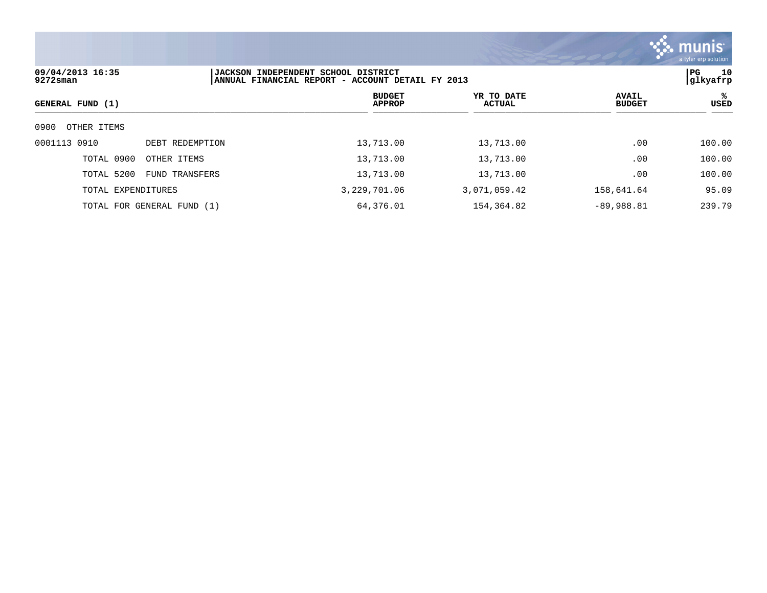**09/04/2013 16:35**
**9272sman**

**JACKSON INDEPENDENT SCHOOL DISTRICT**
**ANNUAL FINANCIAL REPORT - ACCOUNT DETAIL FY 2013**

**PG 10**
**glkyafrp**

| GENERAL FUND (1) | | BUDGET APPROP | YR TO DATE ACTUAL | AVAIL BUDGET | % USED |
|---|---|---|---|---|---|
| 0900 OTHER ITEMS | | | | | |
| 0001113 0910 | DEBT REDEMPTION | 13,713.00 | 13,713.00 | .00 | 100.00 |
| TOTAL 0900 | OTHER ITEMS | 13,713.00 | 13,713.00 | .00 | 100.00 |
| TOTAL 5200 | FUND TRANSFERS | 13,713.00 | 13,713.00 | .00 | 100.00 |
| TOTAL EXPENDITURES | | 3,229,701.06 | 3,071,059.42 | 158,641.64 | 95.09 |
| TOTAL FOR GENERAL FUND (1) | | 64,376.01 | 154,364.82 | -89,988.81 | 239.79 |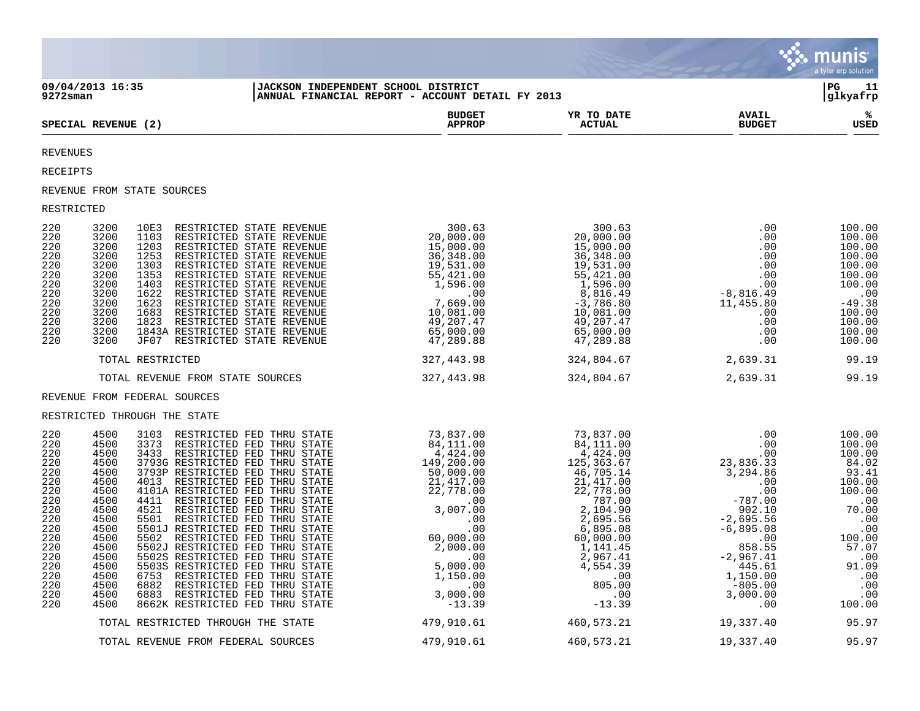09/04/2013 16:35 | JACKSON INDEPENDENT SCHOOL DISTRICT | PG 11
9272sman | ANNUAL FINANCIAL REPORT - ACCOUNT DETAIL FY 2013 | glkyafrp

## SPECIAL REVENUE (2)

| | | | | BUDGET APPROP | YR TO DATE ACTUAL | AVAIL BUDGET | % USED |
|---|---|---|---|---|---|---|---|
| REVENUES | | | | | | | |
| RECEIPTS | | | | | | | |
| REVENUE FROM STATE SOURCES | | | | | | | |
| RESTRICTED | | | | | | | |
| 220 | 3200 | 10E3 | RESTRICTED STATE REVENUE | 300.63 | 300.63 | .00 | 100.00 |
| 220 | 3200 | 1103 | RESTRICTED STATE REVENUE | 20,000.00 | 20,000.00 | .00 | 100.00 |
| 220 | 3200 | 1203 | RESTRICTED STATE REVENUE | 15,000.00 | 15,000.00 | .00 | 100.00 |
| 220 | 3200 | 1253 | RESTRICTED STATE REVENUE | 36,348.00 | 36,348.00 | .00 | 100.00 |
| 220 | 3200 | 1303 | RESTRICTED STATE REVENUE | 19,531.00 | 19,531.00 | .00 | 100.00 |
| 220 | 3200 | 1353 | RESTRICTED STATE REVENUE | 55,421.00 | 55,421.00 | .00 | 100.00 |
| 220 | 3200 | 1403 | RESTRICTED STATE REVENUE | 1,596.00 | 1,596.00 | .00 | 100.00 |
| 220 | 3200 | 1622 | RESTRICTED STATE REVENUE | .00 | 8,816.49 | -8,816.49 | .00 |
| 220 | 3200 | 1623 | RESTRICTED STATE REVENUE | 7,669.00 | -3,786.80 | 11,455.80 | -49.38 |
| 220 | 3200 | 1683 | RESTRICTED STATE REVENUE | 10,081.00 | 10,081.00 | .00 | 100.00 |
| 220 | 3200 | 1823 | RESTRICTED STATE REVENUE | 49,207.47 | 49,207.47 | .00 | 100.00 |
| 220 | 3200 | 1843A | RESTRICTED STATE REVENUE | 65,000.00 | 65,000.00 | .00 | 100.00 |
| 220 | 3200 | JF07 | RESTRICTED STATE REVENUE | 47,289.88 | 47,289.88 | .00 | 100.00 |
| | | | TOTAL RESTRICTED | 327,443.98 | 324,804.67 | 2,639.31 | 99.19 |
| | | | TOTAL REVENUE FROM STATE SOURCES | 327,443.98 | 324,804.67 | 2,639.31 | 99.19 |
| REVENUE FROM FEDERAL SOURCES | | | | | | | |
| RESTRICTED THROUGH THE STATE | | | | | | | |
| 220 | 4500 | 3103 | RESTRICTED FED THRU STATE | 73,837.00 | 73,837.00 | .00 | 100.00 |
| 220 | 4500 | 3373 | RESTRICTED FED THRU STATE | 84,111.00 | 84,111.00 | .00 | 100.00 |
| 220 | 4500 | 3433 | RESTRICTED FED THRU STATE | 4,424.00 | 4,424.00 | .00 | 100.00 |
| 220 | 4500 | 3793G | RESTRICTED FED THRU STATE | 149,200.00 | 125,363.67 | 23,836.33 | 84.02 |
| 220 | 4500 | 3793P | RESTRICTED FED THRU STATE | 50,000.00 | 46,705.14 | 3,294.86 | 93.41 |
| 220 | 4500 | 4013 | RESTRICTED FED THRU STATE | 21,417.00 | 21,417.00 | .00 | 100.00 |
| 220 | 4500 | 4101A | RESTRICTED FED THRU STATE | 22,778.00 | 22,778.00 | .00 | 100.00 |
| 220 | 4500 | 4411 | RESTRICTED FED THRU STATE | .00 | 787.00 | -787.00 | .00 |
| 220 | 4500 | 4521 | RESTRICTED FED THRU STATE | 3,007.00 | 2,104.90 | 902.10 | 70.00 |
| 220 | 4500 | 5501 | RESTRICTED FED THRU STATE | .00 | 2,695.56 | -2,695.56 | .00 |
| 220 | 4500 | 5501J | RESTRICTED FED THRU STATE | .00 | 6,895.08 | -6,895.08 | .00 |
| 220 | 4500 | 5502 | RESTRICTED FED THRU STATE | 60,000.00 | 60,000.00 | .00 | 100.00 |
| 220 | 4500 | 5502J | RESTRICTED FED THRU STATE | 2,000.00 | 1,141.45 | 858.55 | 57.07 |
| 220 | 4500 | 5502S | RESTRICTED FED THRU STATE | .00 | 2,967.41 | -2,967.41 | .00 |
| 220 | 4500 | 5503S | RESTRICTED FED THRU STATE | 5,000.00 | 4,554.39 | 445.61 | 91.09 |
| 220 | 4500 | 6753 | RESTRICTED FED THRU STATE | 1,150.00 | .00 | 1,150.00 | .00 |
| 220 | 4500 | 6882 | RESTRICTED FED THRU STATE | .00 | 805.00 | -805.00 | .00 |
| 220 | 4500 | 6883 | RESTRICTED FED THRU STATE | 3,000.00 | .00 | 3,000.00 | .00 |
| 220 | 4500 | 8662K | RESTRICTED FED THRU STATE | -13.39 | -13.39 | .00 | 100.00 |
| | | | TOTAL RESTRICTED THROUGH THE STATE | 479,910.61 | 460,573.21 | 19,337.40 | 95.97 |
| | | | TOTAL REVENUE FROM FEDERAL SOURCES | 479,910.61 | 460,573.21 | 19,337.40 | 95.97 |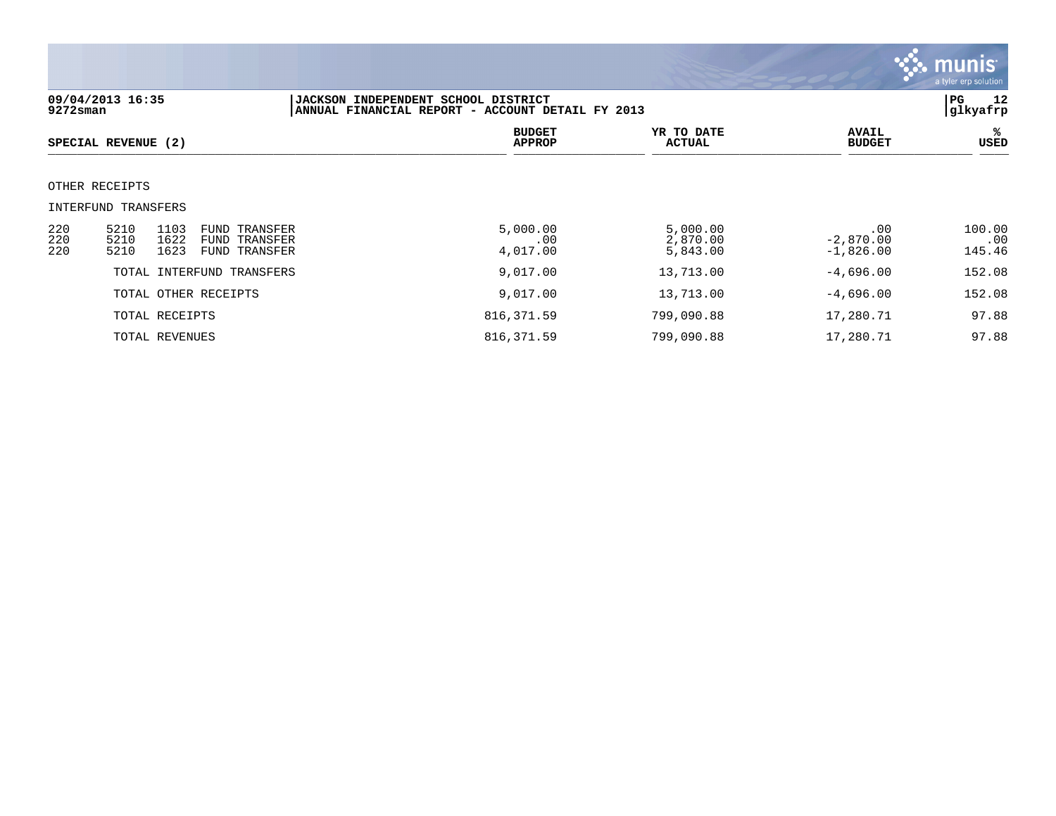**JACKSON INDEPENDENT SCHOOL DISTRICT**
**ANNUAL FINANCIAL REPORT - ACCOUNT DETAIL FY 2013**

09/04/2013 16:35
9272sman

PG 12
glkyafrp

| SPECIAL REVENUE (2) | | | | BUDGET APPROP | YR TO DATE ACTUAL | AVAIL BUDGET | % USED |
|---|---|---|---|---|---|---|---|
| OTHER RECEIPTS | | | | | | | |
| INTERFUND TRANSFERS | | | | | | | |
| 220 | 5210 | 1103 | FUND TRANSFER | 5,000.00 | 5,000.00 | .00 | 100.00 |
| 220 | 5210 | 1622 | FUND TRANSFER | .00 | 2,870.00 | -2,870.00 | .00 |
| 220 | 5210 | 1623 | FUND TRANSFER | 4,017.00 | 5,843.00 | -1,826.00 | 145.46 |
| | TOTAL INTERFUND TRANSFERS | | | 9,017.00 | 13,713.00 | -4,696.00 | 152.08 |
| | TOTAL OTHER RECEIPTS | | | 9,017.00 | 13,713.00 | -4,696.00 | 152.08 |
| | TOTAL RECEIPTS | | | 816,371.59 | 799,090.88 | 17,280.71 | 97.88 |
| | TOTAL REVENUES | | | 816,371.59 | 799,090.88 | 17,280.71 | 97.88 |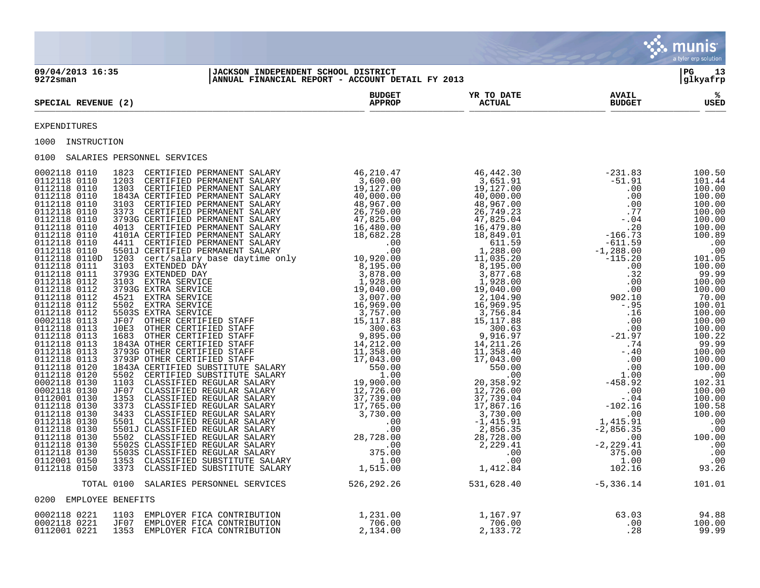09/04/2013 16:35 | JACKSON INDEPENDENT SCHOOL DISTRICT | PG 13
9272sman | ANNUAL FINANCIAL REPORT - ACCOUNT DETAIL FY 2013 | glkyafrp

| SPECIAL REVENUE (2) | | | BUDGET APPROP | YR TO DATE ACTUAL | AVAIL BUDGET | % USED |
|---|---|---|---|---|---|---|

EXPENDITURES

1000 INSTRUCTION

0100 SALARIES PERSONNEL SERVICES

| Account | Code | Description | BUDGET APPROP | YR TO DATE ACTUAL | AVAIL BUDGET | % USED |
|---|---|---|---|---|---|---|
| 0002118 0110 | 1823 | CERTIFIED PERMANENT SALARY | 46,210.47 | 46,442.30 | -231.83 | 100.50 |
| 0112118 0110 | 1203 | CERTIFIED PERMANENT SALARY | 3,600.00 | 3,651.91 | -51.91 | 101.44 |
| 0112118 0110 | 1303 | CERTIFIED PERMANENT SALARY | 19,127.00 | 19,127.00 | .00 | 100.00 |
| 0112118 0110 | 1843A | CERTIFIED PERMANENT SALARY | 40,000.00 | 40,000.00 | .00 | 100.00 |
| 0112118 0110 | 3103 | CERTIFIED PERMANENT SALARY | 48,967.00 | 48,967.00 | .00 | 100.00 |
| 0112118 0110 | 3373 | CERTIFIED PERMANENT SALARY | 26,750.00 | 26,749.23 | .77 | 100.00 |
| 0112118 0110 | 3793G | CERTIFIED PERMANENT SALARY | 47,825.00 | 47,825.04 | -.04 | 100.00 |
| 0112118 0110 | 4013 | CERTIFIED PERMANENT SALARY | 16,480.00 | 16,479.80 | .20 | 100.00 |
| 0112118 0110 | 4101A | CERTIFIED PERMANENT SALARY | 18,682.28 | 18,849.01 | -166.73 | 100.89 |
| 0112118 0110 | 4411 | CERTIFIED PERMANENT SALARY | .00 | 611.59 | -611.59 | .00 |
| 0112118 0110 | 5501J | CERTIFIED PERMANENT SALARY | .00 | 1,288.00 | -1,288.00 | .00 |
| 0112118 0110D | 1203 | cert/salary base daytime only | 10,920.00 | 11,035.20 | -115.20 | 101.05 |
| 0112118 0111 | 3103 | EXTENDED DAY | 8,195.00 | 8,195.00 | .00 | 100.00 |
| 0112118 0111 | 3793G | EXTENDED DAY | 3,878.00 | 3,877.68 | .32 | 99.99 |
| 0112118 0112 | 3103 | EXTRA SERVICE | 1,928.00 | 1,928.00 | .00 | 100.00 |
| 0112118 0112 | 3793G | EXTRA SERVICE | 19,040.00 | 19,040.00 | .00 | 100.00 |
| 0112118 0112 | 4521 | EXTRA SERVICE | 3,007.00 | 2,104.90 | 902.10 | 70.00 |
| 0112118 0112 | 5502 | EXTRA SERVICE | 16,969.00 | 16,969.95 | -.95 | 100.01 |
| 0112118 0112 | 5503S | EXTRA SERVICE | 3,757.00 | 3,756.84 | .16 | 100.00 |
| 0002118 0113 | JF07 | OTHER CERTIFIED STAFF | 15,117.88 | 15,117.88 | .00 | 100.00 |
| 0112118 0113 | 10E3 | OTHER CERTIFIED STAFF | 300.63 | 300.63 | .00 | 100.00 |
| 0112118 0113 | 1683 | OTHER CERTIFIED STAFF | 9,895.00 | 9,916.97 | -21.97 | 100.22 |
| 0112118 0113 | 1843A | OTHER CERTIFIED STAFF | 14,212.00 | 14,211.26 | .74 | 99.99 |
| 0112118 0113 | 3793G | OTHER CERTIFIED STAFF | 11,358.00 | 11,358.40 | -.40 | 100.00 |
| 0112118 0113 | 3793P | OTHER CERTIFIED STAFF | 17,043.00 | 17,043.00 | .00 | 100.00 |
| 0112118 0120 | 1843A | CERTIFIED SUBSTITUTE SALARY | 550.00 | 550.00 | .00 | 100.00 |
| 0112118 0120 | 5502 | CERTIFIED SUBSTITUTE SALARY | 1.00 | .00 | 1.00 | .00 |
| 0002118 0130 | 1103 | CLASSIFIED REGULAR SALARY | 19,900.00 | 20,358.92 | -458.92 | 102.31 |
| 0002118 0130 | JF07 | CLASSIFIED REGULAR SALARY | 12,726.00 | 12,726.00 | .00 | 100.00 |
| 0112001 0130 | 1353 | CLASSIFIED REGULAR SALARY | 37,739.00 | 37,739.04 | -.04 | 100.00 |
| 0112118 0130 | 3373 | CLASSIFIED REGULAR SALARY | 17,765.00 | 17,867.16 | -102.16 | 100.58 |
| 0112118 0130 | 3433 | CLASSIFIED REGULAR SALARY | 3,730.00 | 3,730.00 | .00 | 100.00 |
| 0112118 0130 | 5501 | CLASSIFIED REGULAR SALARY | .00 | -1,415.91 | 1,415.91 | .00 |
| 0112118 0130 | 5501J | CLASSIFIED REGULAR SALARY | .00 | 2,856.35 | -2,856.35 | .00 |
| 0112118 0130 | 5502 | CLASSIFIED REGULAR SALARY | 28,728.00 | 28,728.00 | .00 | 100.00 |
| 0112118 0130 | 5502S | CLASSIFIED REGULAR SALARY | .00 | 2,229.41 | -2,229.41 | .00 |
| 0112118 0130 | 5503S | CLASSIFIED REGULAR SALARY | 375.00 | .00 | 375.00 | .00 |
| 0112001 0150 | 1353 | CLASSIFIED SUBSTITUTE SALARY | 1.00 | .00 | 1.00 | .00 |
| 0112118 0150 | 3373 | CLASSIFIED SUBSTITUTE SALARY | 1,515.00 | 1,412.84 | 102.16 | 93.26 |
| TOTAL 0100 | | SALARIES PERSONNEL SERVICES | 526,292.26 | 531,628.40 | -5,336.14 | 101.01 |

0200 EMPLOYEE BENEFITS

| Account | Code | Description | BUDGET APPROP | YR TO DATE ACTUAL | AVAIL BUDGET | % USED |
|---|---|---|---|---|---|---|
| 0002118 0221 | 1103 | EMPLOYER FICA CONTRIBUTION | 1,231.00 | 1,167.97 | 63.03 | 94.88 |
| 0002118 0221 | JF07 | EMPLOYER FICA CONTRIBUTION | 706.00 | 706.00 | .00 | 100.00 |
| 0112001 0221 | 1353 | EMPLOYER FICA CONTRIBUTION | 2,134.00 | 2,133.72 | .28 | 99.99 |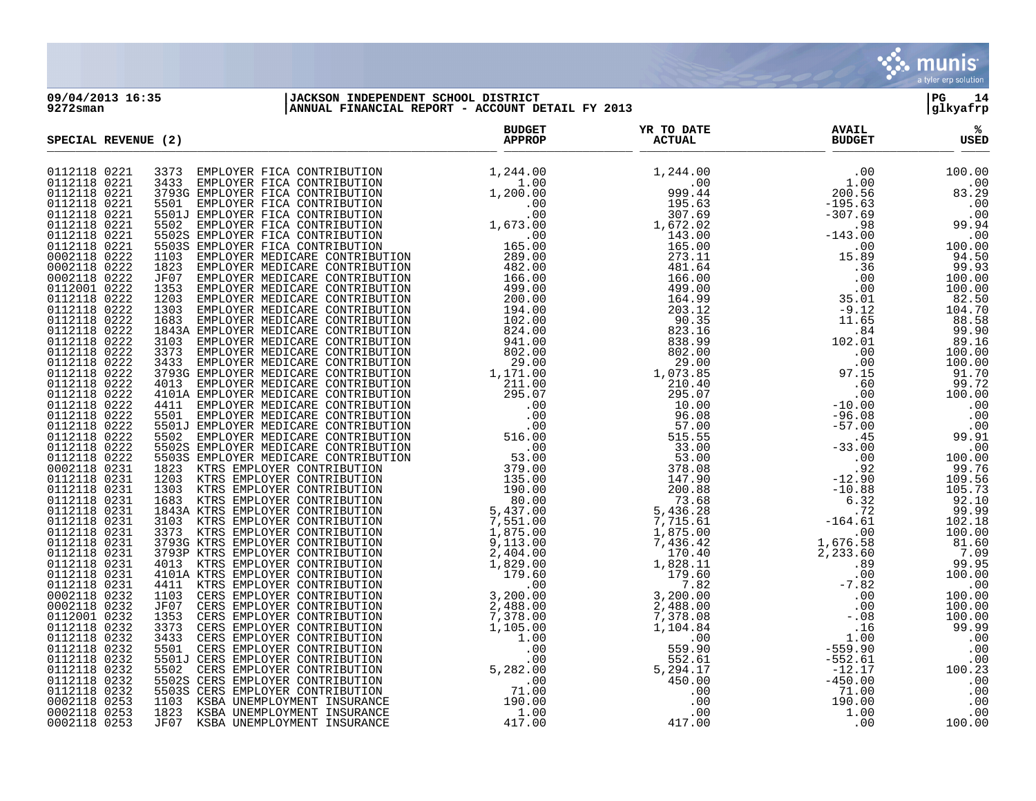**09/04/2013 16:35**
**9272sman**

**JACKSON INDEPENDENT SCHOOL DISTRICT**
**ANNUAL FINANCIAL REPORT - ACCOUNT DETAIL FY 2013**

**PG 14**
**glkyafrp**

| SPECIAL REVENUE (2) | | | BUDGET APPROP | YR TO DATE ACTUAL | AVAIL BUDGET | % USED |
|---|---|---|---|---|---|---|
| 0112118 0221 | 3373 | EMPLOYER FICA CONTRIBUTION | 1,244.00 | 1,244.00 | .00 | 100.00 |
| 0112118 0221 | 3433 | EMPLOYER FICA CONTRIBUTION | 1.00 | .00 | 1.00 | .00 |
| 0112118 0221 | 3793G | EMPLOYER FICA CONTRIBUTION | 1,200.00 | 999.44 | 200.56 | 83.29 |
| 0112118 0221 | 5501 | EMPLOYER FICA CONTRIBUTION | .00 | 195.63 | -195.63 | .00 |
| 0112118 0221 | 5501J | EMPLOYER FICA CONTRIBUTION | .00 | 307.69 | -307.69 | .00 |
| 0112118 0221 | 5502 | EMPLOYER FICA CONTRIBUTION | 1,673.00 | 1,672.02 | .98 | 99.94 |
| 0112118 0221 | 5502S | EMPLOYER FICA CONTRIBUTION | .00 | 143.00 | -143.00 | .00 |
| 0112118 0221 | 5503S | EMPLOYER FICA CONTRIBUTION | 165.00 | 165.00 | .00 | 100.00 |
| 0002118 0222 | 1103 | EMPLOYER MEDICARE CONTRIBUTION | 289.00 | 273.11 | 15.89 | 94.50 |
| 0002118 0222 | 1823 | EMPLOYER MEDICARE CONTRIBUTION | 482.00 | 481.64 | .36 | 99.93 |
| 0002118 0222 | JF07 | EMPLOYER MEDICARE CONTRIBUTION | 166.00 | 166.00 | .00 | 100.00 |
| 0112001 0222 | 1353 | EMPLOYER MEDICARE CONTRIBUTION | 499.00 | 499.00 | .00 | 100.00 |
| 0112118 0222 | 1203 | EMPLOYER MEDICARE CONTRIBUTION | 200.00 | 164.99 | 35.01 | 82.50 |
| 0112118 0222 | 1303 | EMPLOYER MEDICARE CONTRIBUTION | 194.00 | 203.12 | -9.12 | 104.70 |
| 0112118 0222 | 1683 | EMPLOYER MEDICARE CONTRIBUTION | 102.00 | 90.35 | 11.65 | 88.58 |
| 0112118 0222 | 1843A | EMPLOYER MEDICARE CONTRIBUTION | 824.00 | 823.16 | .84 | 99.90 |
| 0112118 0222 | 3103 | EMPLOYER MEDICARE CONTRIBUTION | 941.00 | 838.99 | 102.01 | 89.16 |
| 0112118 0222 | 3373 | EMPLOYER MEDICARE CONTRIBUTION | 802.00 | 802.00 | .00 | 100.00 |
| 0112118 0222 | 3433 | EMPLOYER MEDICARE CONTRIBUTION | 29.00 | 29.00 | .00 | 100.00 |
| 0112118 0222 | 3793G | EMPLOYER MEDICARE CONTRIBUTION | 1,171.00 | 1,073.85 | 97.15 | 91.70 |
| 0112118 0222 | 4013 | EMPLOYER MEDICARE CONTRIBUTION | 211.00 | 210.40 | .60 | 99.72 |
| 0112118 0222 | 4101A | EMPLOYER MEDICARE CONTRIBUTION | 295.07 | 295.07 | .00 | 100.00 |
| 0112118 0222 | 4411 | EMPLOYER MEDICARE CONTRIBUTION | .00 | 10.00 | -10.00 | .00 |
| 0112118 0222 | 5501 | EMPLOYER MEDICARE CONTRIBUTION | .00 | 96.08 | -96.08 | .00 |
| 0112118 0222 | 5501J | EMPLOYER MEDICARE CONTRIBUTION | .00 | 57.00 | -57.00 | .00 |
| 0112118 0222 | 5502 | EMPLOYER MEDICARE CONTRIBUTION | 516.00 | 515.55 | .45 | 99.91 |
| 0112118 0222 | 5502S | EMPLOYER MEDICARE CONTRIBUTION | .00 | 33.00 | -33.00 | .00 |
| 0112118 0222 | 5503S | EMPLOYER MEDICARE CONTRIBUTION | 53.00 | 53.00 | .00 | 100.00 |
| 0002118 0231 | 1823 | KTRS EMPLOYER CONTRIBUTION | 379.00 | 378.08 | .92 | 99.76 |
| 0112118 0231 | 1203 | KTRS EMPLOYER CONTRIBUTION | 135.00 | 147.90 | -12.90 | 109.56 |
| 0112118 0231 | 1303 | KTRS EMPLOYER CONTRIBUTION | 190.00 | 200.88 | -10.88 | 105.73 |
| 0112118 0231 | 1683 | KTRS EMPLOYER CONTRIBUTION | 80.00 | 73.68 | 6.32 | 92.10 |
| 0112118 0231 | 1843A | KTRS EMPLOYER CONTRIBUTION | 5,437.00 | 5,436.28 | .72 | 99.99 |
| 0112118 0231 | 3103 | KTRS EMPLOYER CONTRIBUTION | 7,551.00 | 7,715.61 | -164.61 | 102.18 |
| 0112118 0231 | 3373 | KTRS EMPLOYER CONTRIBUTION | 1,875.00 | 1,875.00 | .00 | 100.00 |
| 0112118 0231 | 3793G | KTRS EMPLOYER CONTRIBUTION | 9,113.00 | 7,436.42 | 1,676.58 | 81.60 |
| 0112118 0231 | 3793P | KTRS EMPLOYER CONTRIBUTION | 2,404.00 | 170.40 | 2,233.60 | 7.09 |
| 0112118 0231 | 4013 | KTRS EMPLOYER CONTRIBUTION | 1,829.00 | 1,828.11 | .89 | 99.95 |
| 0112118 0231 | 4101A | KTRS EMPLOYER CONTRIBUTION | 179.60 | 179.60 | .00 | 100.00 |
| 0112118 0231 | 4411 | KTRS EMPLOYER CONTRIBUTION | .00 | 7.82 | -7.82 | .00 |
| 0002118 0232 | 1103 | CERS EMPLOYER CONTRIBUTION | 3,200.00 | 3,200.00 | .00 | 100.00 |
| 0002118 0232 | JF07 | CERS EMPLOYER CONTRIBUTION | 2,488.00 | 2,488.00 | .00 | 100.00 |
| 0112001 0232 | 1353 | CERS EMPLOYER CONTRIBUTION | 7,378.00 | 7,378.08 | -.08 | 100.00 |
| 0112118 0232 | 3373 | CERS EMPLOYER CONTRIBUTION | 1,105.00 | 1,104.84 | .16 | 99.99 |
| 0112118 0232 | 3433 | CERS EMPLOYER CONTRIBUTION | 1.00 | .00 | 1.00 | .00 |
| 0112118 0232 | 5501 | CERS EMPLOYER CONTRIBUTION | .00 | 559.90 | -559.90 | .00 |
| 0112118 0232 | 5501J | CERS EMPLOYER CONTRIBUTION | .00 | 552.61 | -552.61 | .00 |
| 0112118 0232 | 5502 | CERS EMPLOYER CONTRIBUTION | 5,282.00 | 5,294.17 | -12.17 | 100.23 |
| 0112118 0232 | 5502S | CERS EMPLOYER CONTRIBUTION | .00 | 450.00 | -450.00 | .00 |
| 0112118 0232 | 5503S | CERS EMPLOYER CONTRIBUTION | 71.00 | .00 | 71.00 | .00 |
| 0002118 0253 | 1103 | KSBA UNEMPLOYMENT INSURANCE | 190.00 | .00 | 190.00 | .00 |
| 0002118 0253 | 1823 | KSBA UNEMPLOYMENT INSURANCE | 1.00 | .00 | 1.00 | .00 |
| 0002118 0253 | JF07 | KSBA UNEMPLOYMENT INSURANCE | 417.00 | 417.00 | .00 | 100.00 |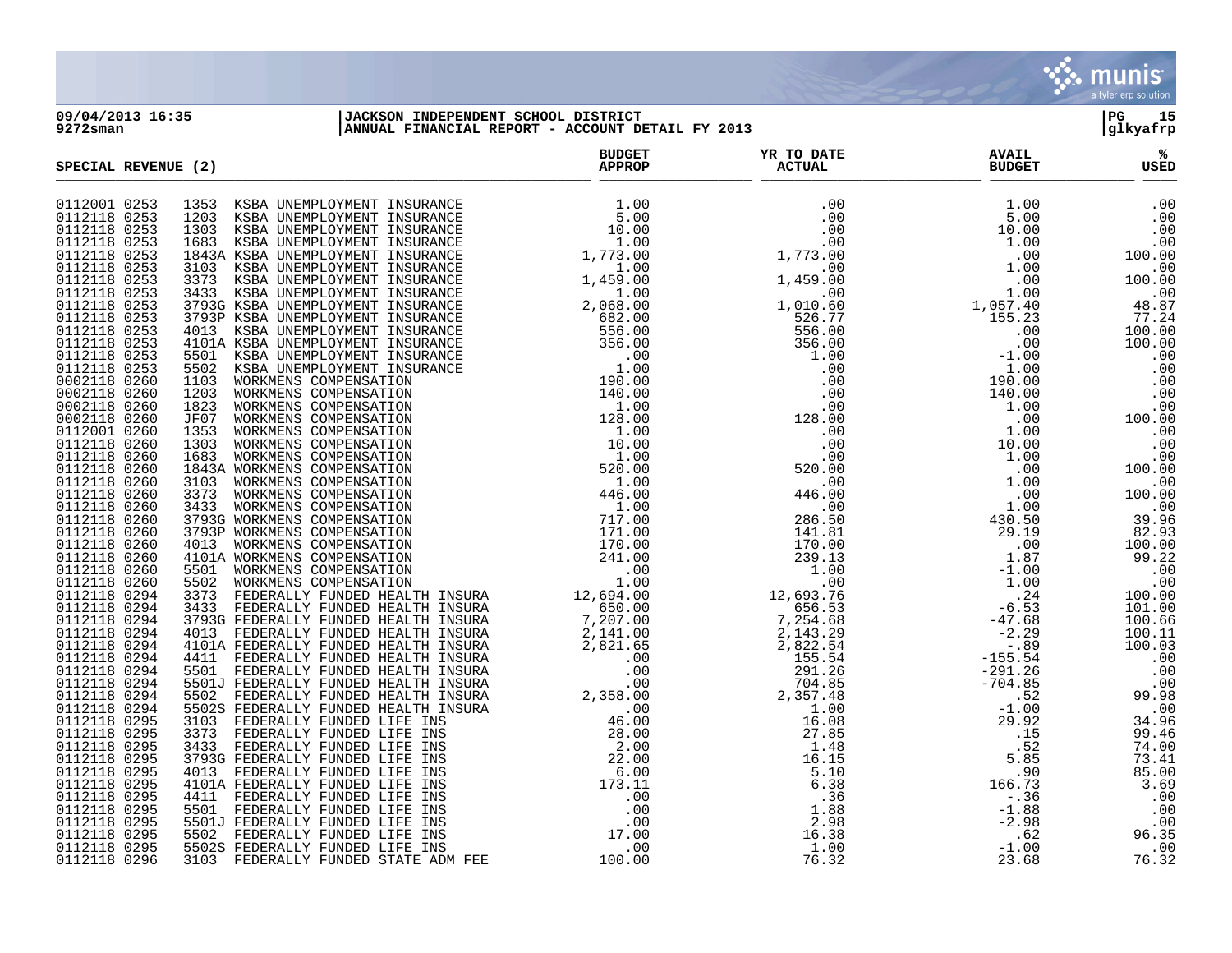**09/04/2013 16:35** | **JACKSON INDEPENDENT SCHOOL DISTRICT**
**9272sman** | **ANNUAL FINANCIAL REPORT - ACCOUNT DETAIL FY 2013**

PG 15
glkyafrp

| SPECIAL REVENUE (2) | | | | BUDGET APPROP | YR TO DATE ACTUAL | AVAIL BUDGET | % USED |
|---|---|---|---|---|---|---|---|
| 0112001 | 0253 | 1353 | KSBA UNEMPLOYMENT INSURANCE | 1.00 | .00 | 1.00 | .00 |
| 0112118 | 0253 | 1203 | KSBA UNEMPLOYMENT INSURANCE | 5.00 | .00 | 5.00 | .00 |
| 0112118 | 0253 | 1303 | KSBA UNEMPLOYMENT INSURANCE | 10.00 | .00 | 10.00 | .00 |
| 0112118 | 0253 | 1683 | KSBA UNEMPLOYMENT INSURANCE | 1.00 | .00 | 1.00 | .00 |
| 0112118 | 0253 | 1843A | KSBA UNEMPLOYMENT INSURANCE | 1,773.00 | 1,773.00 | .00 | 100.00 |
| 0112118 | 0253 | 3103 | KSBA UNEMPLOYMENT INSURANCE | 1.00 | .00 | 1.00 | .00 |
| 0112118 | 0253 | 3373 | KSBA UNEMPLOYMENT INSURANCE | 1,459.00 | 1,459.00 | .00 | 100.00 |
| 0112118 | 0253 | 3433 | KSBA UNEMPLOYMENT INSURANCE | 1.00 | .00 | 1.00 | .00 |
| 0112118 | 0253 | 3793G | KSBA UNEMPLOYMENT INSURANCE | 2,068.00 | 1,010.60 | 1,057.40 | 48.87 |
| 0112118 | 0253 | 3793P | KSBA UNEMPLOYMENT INSURANCE | 682.00 | 526.77 | 155.23 | 77.24 |
| 0112118 | 0253 | 4013 | KSBA UNEMPLOYMENT INSURANCE | 556.00 | 556.00 | .00 | 100.00 |
| 0112118 | 0253 | 4101A | KSBA UNEMPLOYMENT INSURANCE | 356.00 | 356.00 | .00 | 100.00 |
| 0112118 | 0253 | 5501 | KSBA UNEMPLOYMENT INSURANCE | .00 | 1.00 | -1.00 | .00 |
| 0112118 | 0253 | 5502 | KSBA UNEMPLOYMENT INSURANCE | 1.00 | .00 | 1.00 | .00 |
| 0002118 | 0260 | 1103 | WORKMENS COMPENSATION | 190.00 | .00 | 190.00 | .00 |
| 0002118 | 0260 | 1203 | WORKMENS COMPENSATION | 140.00 | .00 | 140.00 | .00 |
| 0002118 | 0260 | 1823 | WORKMENS COMPENSATION | 1.00 | .00 | 1.00 | .00 |
| 0002118 | 0260 | JF07 | WORKMENS COMPENSATION | 128.00 | 128.00 | .00 | 100.00 |
| 0112001 | 0260 | 1353 | WORKMENS COMPENSATION | 1.00 | .00 | 1.00 | .00 |
| 0112118 | 0260 | 1303 | WORKMENS COMPENSATION | 10.00 | .00 | 10.00 | .00 |
| 0112118 | 0260 | 1683 | WORKMENS COMPENSATION | 1.00 | .00 | 1.00 | .00 |
| 0112118 | 0260 | 1843A | WORKMENS COMPENSATION | 520.00 | 520.00 | .00 | 100.00 |
| 0112118 | 0260 | 3103 | WORKMENS COMPENSATION | 1.00 | .00 | 1.00 | .00 |
| 0112118 | 0260 | 3373 | WORKMENS COMPENSATION | 446.00 | 446.00 | .00 | 100.00 |
| 0112118 | 0260 | 3433 | WORKMENS COMPENSATION | 1.00 | .00 | 1.00 | .00 |
| 0112118 | 0260 | 3793G | WORKMENS COMPENSATION | 717.00 | 286.50 | 430.50 | 39.96 |
| 0112118 | 0260 | 3793P | WORKMENS COMPENSATION | 171.00 | 141.81 | 29.19 | 82.93 |
| 0112118 | 0260 | 4013 | WORKMENS COMPENSATION | 170.00 | 170.00 | .00 | 100.00 |
| 0112118 | 0260 | 4101A | WORKMENS COMPENSATION | 241.00 | 239.13 | 1.87 | 99.22 |
| 0112118 | 0260 | 5501 | WORKMENS COMPENSATION | .00 | 1.00 | -1.00 | .00 |
| 0112118 | 0260 | 5502 | WORKMENS COMPENSATION | 1.00 | .00 | 1.00 | .00 |
| 0112118 | 0294 | 3373 | FEDERALLY FUNDED HEALTH INSURA | 12,694.00 | 12,693.76 | .24 | 100.00 |
| 0112118 | 0294 | 3433 | FEDERALLY FUNDED HEALTH INSURA | 650.00 | 656.53 | -6.53 | 101.00 |
| 0112118 | 0294 | 3793G | FEDERALLY FUNDED HEALTH INSURA | 7,207.00 | 7,254.68 | -47.68 | 100.66 |
| 0112118 | 0294 | 4013 | FEDERALLY FUNDED HEALTH INSURA | 2,141.00 | 2,143.29 | -2.29 | 100.11 |
| 0112118 | 0294 | 4101A | FEDERALLY FUNDED HEALTH INSURA | 2,821.65 | 2,822.54 | -.89 | 100.03 |
| 0112118 | 0294 | 4411 | FEDERALLY FUNDED HEALTH INSURA | .00 | 155.54 | -155.54 | .00 |
| 0112118 | 0294 | 5501 | FEDERALLY FUNDED HEALTH INSURA | .00 | 291.26 | -291.26 | .00 |
| 0112118 | 0294 | 5501J | FEDERALLY FUNDED HEALTH INSURA | .00 | 704.85 | -704.85 | .00 |
| 0112118 | 0294 | 5502 | FEDERALLY FUNDED HEALTH INSURA | 2,358.00 | 2,357.48 | .52 | 99.98 |
| 0112118 | 0294 | 5502S | FEDERALLY FUNDED HEALTH INSURA | .00 | 1.00 | -1.00 | .00 |
| 0112118 | 0295 | 3103 | FEDERALLY FUNDED LIFE INS | 46.00 | 16.08 | 29.92 | 34.96 |
| 0112118 | 0295 | 3373 | FEDERALLY FUNDED LIFE INS | 28.00 | 27.85 | .15 | 99.46 |
| 0112118 | 0295 | 3433 | FEDERALLY FUNDED LIFE INS | 2.00 | 1.48 | .52 | 74.00 |
| 0112118 | 0295 | 3793G | FEDERALLY FUNDED LIFE INS | 22.00 | 16.15 | 5.85 | 73.41 |
| 0112118 | 0295 | 4013 | FEDERALLY FUNDED LIFE INS | 6.00 | 5.10 | .90 | 85.00 |
| 0112118 | 0295 | 4101A | FEDERALLY FUNDED LIFE INS | 173.11 | 6.38 | 166.73 | 3.69 |
| 0112118 | 0295 | 4411 | FEDERALLY FUNDED LIFE INS | .00 | .36 | -.36 | .00 |
| 0112118 | 0295 | 5501 | FEDERALLY FUNDED LIFE INS | .00 | 1.88 | -1.88 | .00 |
| 0112118 | 0295 | 5501J | FEDERALLY FUNDED LIFE INS | .00 | 2.98 | -2.98 | .00 |
| 0112118 | 0295 | 5502 | FEDERALLY FUNDED LIFE INS | 17.00 | 16.38 | .62 | 96.35 |
| 0112118 | 0295 | 5502S | FEDERALLY FUNDED LIFE INS | .00 | 1.00 | -1.00 | .00 |
| 0112118 | 0296 | 3103 | FEDERALLY FUNDED STATE ADM FEE | 100.00 | 76.32 | 23.68 | 76.32 |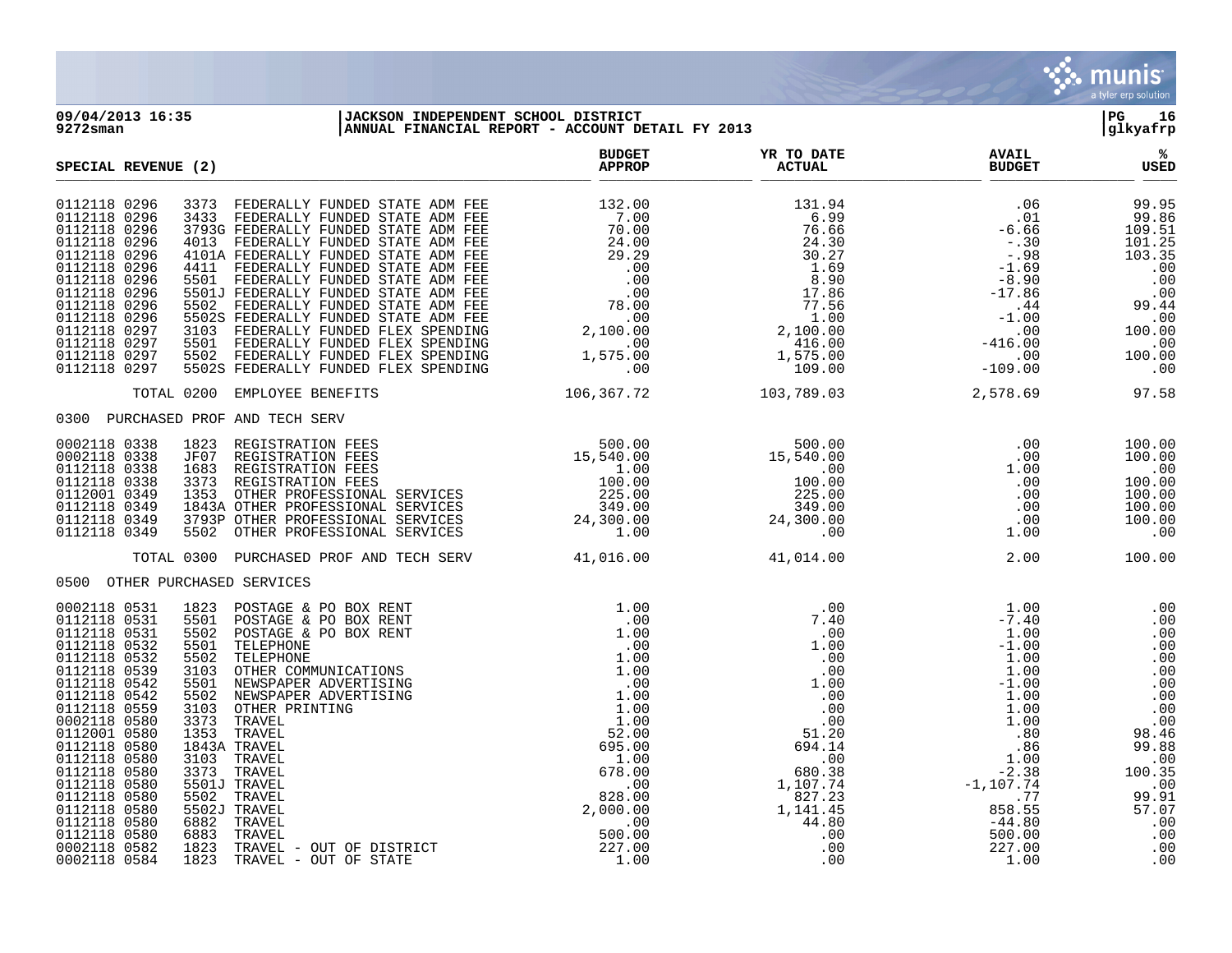**09/04/2013 16:35**
**9272sman**

**JACKSON INDEPENDENT SCHOOL DISTRICT**
**ANNUAL FINANCIAL REPORT - ACCOUNT DETAIL FY 2013**

**PG 16**
**glkyafrp**

| SPECIAL REVENUE (2) | | | BUDGET APPROP | YR TO DATE ACTUAL | AVAIL BUDGET | % USED |
|---|---|---|---|---|---|---|
| 0112118 0296 | 3373 | FEDERALLY FUNDED STATE ADM FEE | 132.00 | 131.94 | .06 | 99.95 |
| 0112118 0296 | 3433 | FEDERALLY FUNDED STATE ADM FEE | 7.00 | 6.99 | .01 | 99.86 |
| 0112118 0296 | 3793G | FEDERALLY FUNDED STATE ADM FEE | 70.00 | 76.66 | -6.66 | 109.51 |
| 0112118 0296 | 4013 | FEDERALLY FUNDED STATE ADM FEE | 24.00 | 24.30 | -.30 | 101.25 |
| 0112118 0296 | 4101A | FEDERALLY FUNDED STATE ADM FEE | 29.29 | 30.27 | -.98 | 103.35 |
| 0112118 0296 | 4411 | FEDERALLY FUNDED STATE ADM FEE | .00 | 1.69 | -1.69 | .00 |
| 0112118 0296 | 5501 | FEDERALLY FUNDED STATE ADM FEE | .00 | 8.90 | -8.90 | .00 |
| 0112118 0296 | 5501J | FEDERALLY FUNDED STATE ADM FEE | .00 | 17.86 | -17.86 | .00 |
| 0112118 0296 | 5502 | FEDERALLY FUNDED STATE ADM FEE | 78.00 | 77.56 | .44 | 99.44 |
| 0112118 0296 | 5502S | FEDERALLY FUNDED STATE ADM FEE | .00 | 1.00 | -1.00 | .00 |
| 0112118 0297 | 3103 | FEDERALLY FUNDED FLEX SPENDING | 2,100.00 | 2,100.00 | .00 | 100.00 |
| 0112118 0297 | 5501 | FEDERALLY FUNDED FLEX SPENDING | .00 | 416.00 | -416.00 | .00 |
| 0112118 0297 | 5502 | FEDERALLY FUNDED FLEX SPENDING | 1,575.00 | 1,575.00 | .00 | 100.00 |
| 0112118 0297 | 5502S | FEDERALLY FUNDED FLEX SPENDING | .00 | 109.00 | -109.00 | .00 |
| | TOTAL 0200 | EMPLOYEE BENEFITS | 106,367.72 | 103,789.03 | 2,578.69 | 97.58 |
| 0300 PURCHASED PROF AND TECH SERV | | | | | | |
| 0002118 0338 | 1823 | REGISTRATION FEES | 500.00 | 500.00 | .00 | 100.00 |
| 0002118 0338 | JF07 | REGISTRATION FEES | 15,540.00 | 15,540.00 | .00 | 100.00 |
| 0112118 0338 | 1683 | REGISTRATION FEES | 1.00 | .00 | 1.00 | .00 |
| 0112118 0338 | 3373 | REGISTRATION FEES | 100.00 | 100.00 | .00 | 100.00 |
| 0112001 0349 | 1353 | OTHER PROFESSIONAL SERVICES | 225.00 | 225.00 | .00 | 100.00 |
| 0112118 0349 | 1843A | OTHER PROFESSIONAL SERVICES | 349.00 | 349.00 | .00 | 100.00 |
| 0112118 0349 | 3793P | OTHER PROFESSIONAL SERVICES | 24,300.00 | 24,300.00 | .00 | 100.00 |
| 0112118 0349 | 5502 | OTHER PROFESSIONAL SERVICES | 1.00 | .00 | 1.00 | .00 |
| | TOTAL 0300 | PURCHASED PROF AND TECH SERV | 41,016.00 | 41,014.00 | 2.00 | 100.00 |
| 0500 OTHER PURCHASED SERVICES | | | | | | |
| 0002118 0531 | 1823 | POSTAGE & PO BOX RENT | 1.00 | .00 | 1.00 | .00 |
| 0112118 0531 | 5501 | POSTAGE & PO BOX RENT | .00 | 7.40 | -7.40 | .00 |
| 0112118 0531 | 5502 | POSTAGE & PO BOX RENT | 1.00 | .00 | 1.00 | .00 |
| 0112118 0532 | 5501 | TELEPHONE | .00 | 1.00 | -1.00 | .00 |
| 0112118 0532 | 5502 | TELEPHONE | 1.00 | .00 | 1.00 | .00 |
| 0112118 0539 | 3103 | OTHER COMMUNICATIONS | 1.00 | .00 | 1.00 | .00 |
| 0112118 0542 | 5501 | NEWSPAPER ADVERTISING | .00 | 1.00 | -1.00 | .00 |
| 0112118 0542 | 5502 | NEWSPAPER ADVERTISING | 1.00 | .00 | 1.00 | .00 |
| 0112118 0559 | 3103 | OTHER PRINTING | 1.00 | .00 | 1.00 | .00 |
| 0002118 0580 | 3373 | TRAVEL | 1.00 | .00 | 1.00 | .00 |
| 0112001 0580 | 1353 | TRAVEL | 52.00 | 51.20 | .80 | 98.46 |
| 0112118 0580 | 1843A | TRAVEL | 695.00 | 694.14 | .86 | 99.88 |
| 0112118 0580 | 3103 | TRAVEL | 1.00 | .00 | 1.00 | .00 |
| 0112118 0580 | 3373 | TRAVEL | 678.00 | 680.38 | -2.38 | 100.35 |
| 0112118 0580 | 5501J | TRAVEL | .00 | 1,107.74 | -1,107.74 | .00 |
| 0112118 0580 | 5502 | TRAVEL | 828.00 | 827.23 | .77 | 99.91 |
| 0112118 0580 | 5502J | TRAVEL | 2,000.00 | 1,141.45 | 858.55 | 57.07 |
| 0112118 0580 | 6882 | TRAVEL | .00 | 44.80 | -44.80 | .00 |
| 0112118 0580 | 6883 | TRAVEL | 500.00 | .00 | 500.00 | .00 |
| 0002118 0582 | 1823 | TRAVEL - OUT OF DISTRICT | 227.00 | .00 | 227.00 | .00 |
| 0002118 0584 | 1823 | TRAVEL - OUT OF STATE | 1.00 | .00 | 1.00 | .00 |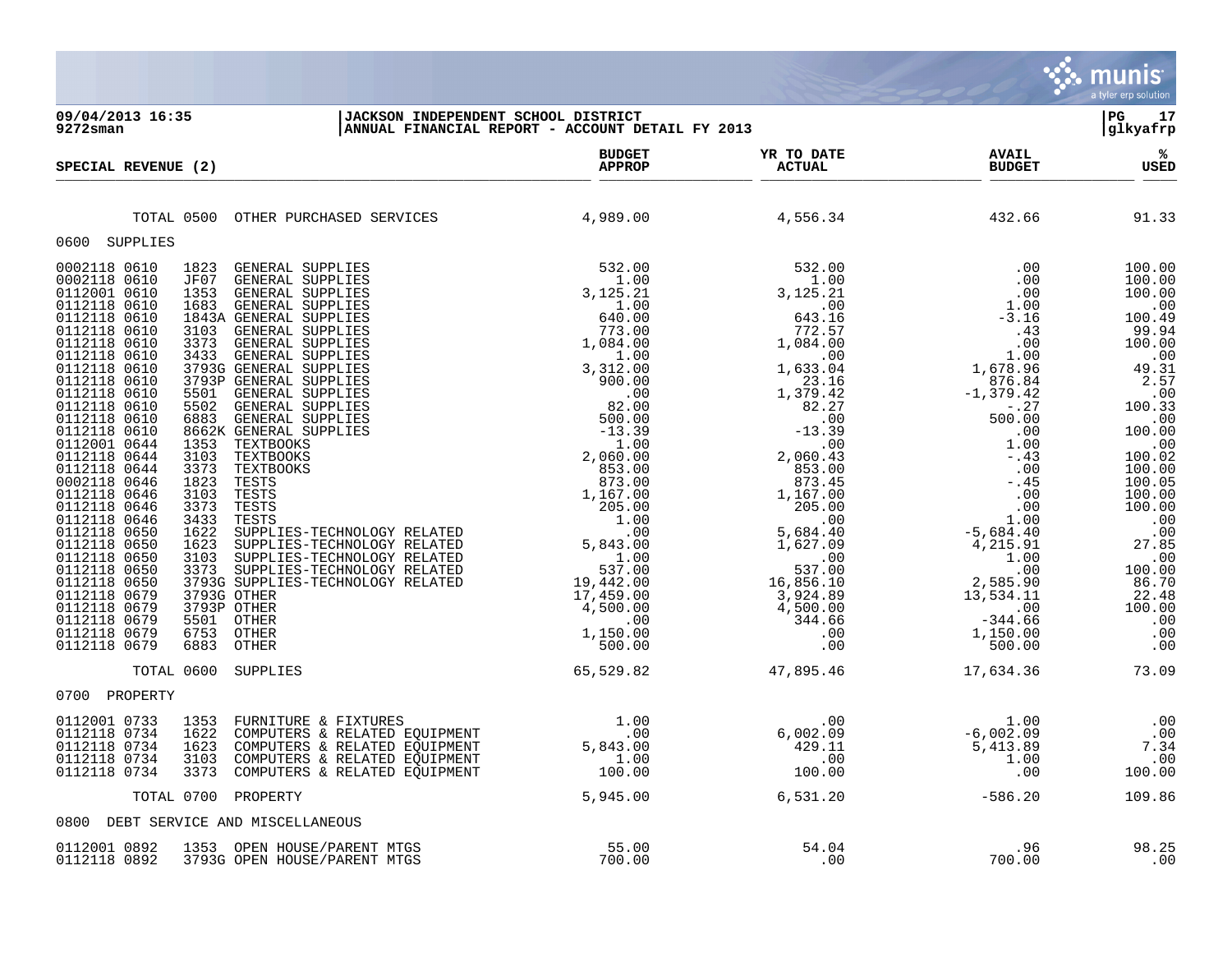**09/04/2013 16:35**
**9272sman**

**JACKSON INDEPENDENT SCHOOL DISTRICT**
**ANNUAL FINANCIAL REPORT - ACCOUNT DETAIL FY 2013**

**PG 17**
**glkyafrp**

| SPECIAL REVENUE (2) | | | BUDGET APPROP | YR TO DATE ACTUAL | AVAIL BUDGET | % USED |
|---|---|---|---|---|---|---|
| | TOTAL 0500 | OTHER PURCHASED SERVICES | 4,989.00 | 4,556.34 | 432.66 | 91.33 |
| 0600 SUPPLIES | | | | | | |
| 0002118 0610 | 1823 | GENERAL SUPPLIES | 532.00 | 532.00 | .00 | 100.00 |
| 0002118 0610 | JF07 | GENERAL SUPPLIES | 1.00 | 1.00 | .00 | 100.00 |
| 0112001 0610 | 1353 | GENERAL SUPPLIES | 3,125.21 | 3,125.21 | .00 | 100.00 |
| 0112118 0610 | 1683 | GENERAL SUPPLIES | 1.00 | .00 | 1.00 | .00 |
| 0112118 0610 | 1843A | GENERAL SUPPLIES | 640.00 | 643.16 | -3.16 | 100.49 |
| 0112118 0610 | 3103 | GENERAL SUPPLIES | 773.00 | 772.57 | .43 | 99.94 |
| 0112118 0610 | 3373 | GENERAL SUPPLIES | 1,084.00 | 1,084.00 | .00 | 100.00 |
| 0112118 0610 | 3433 | GENERAL SUPPLIES | 1.00 | .00 | 1.00 | .00 |
| 0112118 0610 | 3793G | GENERAL SUPPLIES | 3,312.00 | 1,633.04 | 1,678.96 | 49.31 |
| 0112118 0610 | 3793P | GENERAL SUPPLIES | 900.00 | 23.16 | 876.84 | 2.57 |
| 0112118 0610 | 5501 | GENERAL SUPPLIES | .00 | 1,379.42 | -1,379.42 | .00 |
| 0112118 0610 | 5502 | GENERAL SUPPLIES | 82.00 | 82.27 | -.27 | 100.33 |
| 0112118 0610 | 6883 | GENERAL SUPPLIES | 500.00 | .00 | 500.00 | .00 |
| 0112118 0610 | 8662K | GENERAL SUPPLIES | -13.39 | -13.39 | .00 | 100.00 |
| 0112001 0644 | 1353 | TEXTBOOKS | 1.00 | .00 | 1.00 | .00 |
| 0112118 0644 | 3103 | TEXTBOOKS | 2,060.00 | 2,060.43 | -.43 | 100.02 |
| 0112118 0644 | 3373 | TEXTBOOKS | 853.00 | 853.00 | .00 | 100.00 |
| 0002118 0646 | 1823 | TESTS | 873.00 | 873.45 | -.45 | 100.05 |
| 0112118 0646 | 3103 | TESTS | 1,167.00 | 1,167.00 | .00 | 100.00 |
| 0112118 0646 | 3373 | TESTS | 205.00 | 205.00 | .00 | 100.00 |
| 0112118 0646 | 3433 | TESTS | 1.00 | .00 | 1.00 | .00 |
| 0112118 0650 | 1622 | SUPPLIES-TECHNOLOGY RELATED | .00 | 5,684.40 | -5,684.40 | .00 |
| 0112118 0650 | 1623 | SUPPLIES-TECHNOLOGY RELATED | 5,843.00 | 1,627.09 | 4,215.91 | 27.85 |
| 0112118 0650 | 3103 | SUPPLIES-TECHNOLOGY RELATED | 1.00 | .00 | 1.00 | .00 |
| 0112118 0650 | 3373 | SUPPLIES-TECHNOLOGY RELATED | 537.00 | 537.00 | .00 | 100.00 |
| 0112118 0650 | 3793G | SUPPLIES-TECHNOLOGY RELATED | 19,442.00 | 16,856.10 | 2,585.90 | 86.70 |
| 0112118 0679 | 3793G | OTHER | 17,459.00 | 3,924.89 | 13,534.11 | 22.48 |
| 0112118 0679 | 3793P | OTHER | 4,500.00 | 4,500.00 | .00 | 100.00 |
| 0112118 0679 | 5501 | OTHER | .00 | 344.66 | -344.66 | .00 |
| 0112118 0679 | 6753 | OTHER | 1,150.00 | .00 | 1,150.00 | .00 |
| 0112118 0679 | 6883 | OTHER | 500.00 | .00 | 500.00 | .00 |
| | TOTAL 0600 | SUPPLIES | 65,529.82 | 47,895.46 | 17,634.36 | 73.09 |
| 0700 PROPERTY | | | | | | |
| 0112001 0733 | 1353 | FURNITURE & FIXTURES | 1.00 | .00 | 1.00 | .00 |
| 0112118 0734 | 1622 | COMPUTERS & RELATED EQUIPMENT | .00 | 6,002.09 | -6,002.09 | .00 |
| 0112118 0734 | 1623 | COMPUTERS & RELATED EQUIPMENT | 5,843.00 | 429.11 | 5,413.89 | 7.34 |
| 0112118 0734 | 3103 | COMPUTERS & RELATED EQUIPMENT | 1.00 | .00 | 1.00 | .00 |
| 0112118 0734 | 3373 | COMPUTERS & RELATED EQUIPMENT | 100.00 | 100.00 | .00 | 100.00 |
| | TOTAL 0700 | PROPERTY | 5,945.00 | 6,531.20 | -586.20 | 109.86 |
| 0800 DEBT SERVICE AND MISCELLANEOUS | | | | | | |
| 0112001 0892 | 1353 | OPEN HOUSE/PARENT MTGS | 55.00 | 54.04 | .96 | 98.25 |
| 0112118 0892 | 3793G | OPEN HOUSE/PARENT MTGS | 700.00 | .00 | 700.00 | .00 |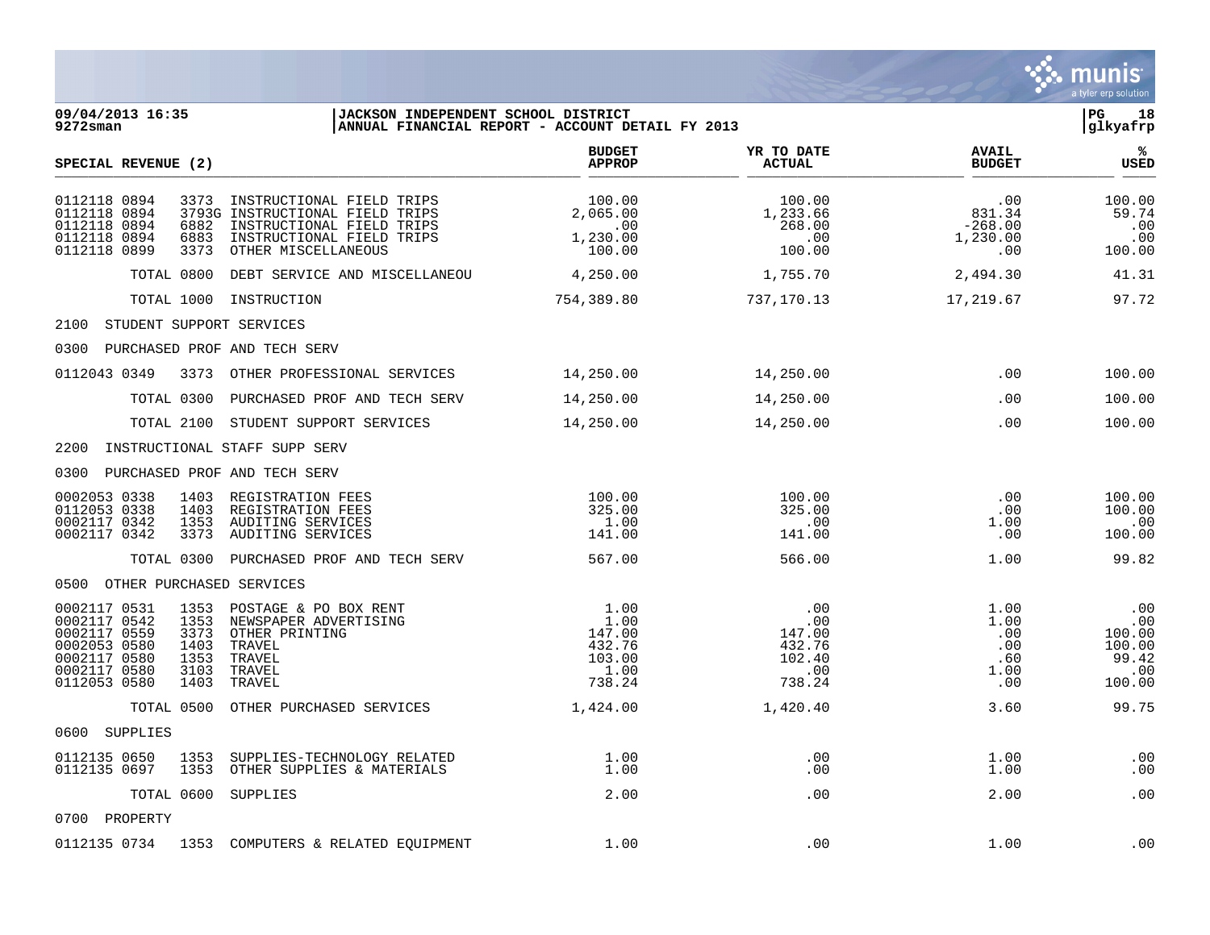**09/04/2013 16:35**
**9272sman**

**JACKSON INDEPENDENT SCHOOL DISTRICT**
**ANNUAL FINANCIAL REPORT - ACCOUNT DETAIL FY 2013**

| SPECIAL REVENUE (2) | | | BUDGET APPROP | YR TO DATE ACTUAL | AVAIL BUDGET | % USED |
|---|---|---|---|---|---|---|
| 0112118 0894 | 3373 | INSTRUCTIONAL FIELD TRIPS | 100.00 | 100.00 | .00 | 100.00 |
| 0112118 0894 | 3793G | INSTRUCTIONAL FIELD TRIPS | 2,065.00 | 1,233.66 | 831.34 | 59.74 |
| 0112118 0894 | 6882 | INSTRUCTIONAL FIELD TRIPS | .00 | 268.00 | -268.00 | .00 |
| 0112118 0894 | 6883 | INSTRUCTIONAL FIELD TRIPS | 1,230.00 | .00 | 1,230.00 | .00 |
| 0112118 0899 | 3373 | OTHER MISCELLANEOUS | 100.00 | 100.00 | .00 | 100.00 |
| TOTAL 0800 | | DEBT SERVICE AND MISCELLANEOU | 4,250.00 | 1,755.70 | 2,494.30 | 41.31 |
| TOTAL 1000 | | INSTRUCTION | 754,389.80 | 737,170.13 | 17,219.67 | 97.72 |
| 2100 STUDENT SUPPORT SERVICES | | | | | | |
| 0300 PURCHASED PROF AND TECH SERV | | | | | | |
| 0112043 0349 | 3373 | OTHER PROFESSIONAL SERVICES | 14,250.00 | 14,250.00 | .00 | 100.00 |
| TOTAL 0300 | | PURCHASED PROF AND TECH SERV | 14,250.00 | 14,250.00 | .00 | 100.00 |
| TOTAL 2100 | | STUDENT SUPPORT SERVICES | 14,250.00 | 14,250.00 | .00 | 100.00 |
| 2200 INSTRUCTIONAL STAFF SUPP SERV | | | | | | |
| 0300 PURCHASED PROF AND TECH SERV | | | | | | |
| 0002053 0338 | 1403 | REGISTRATION FEES | 100.00 | 100.00 | .00 | 100.00 |
| 0112053 0338 | 1403 | REGISTRATION FEES | 325.00 | 325.00 | .00 | 100.00 |
| 0002117 0342 | 1353 | AUDITING SERVICES | 1.00 | .00 | 1.00 | .00 |
| 0002117 0342 | 3373 | AUDITING SERVICES | 141.00 | 141.00 | .00 | 100.00 |
| TOTAL 0300 | | PURCHASED PROF AND TECH SERV | 567.00 | 566.00 | 1.00 | 99.82 |
| 0500 OTHER PURCHASED SERVICES | | | | | | |
| 0002117 0531 | 1353 | POSTAGE & PO BOX RENT | 1.00 | .00 | 1.00 | .00 |
| 0002117 0542 | 1353 | NEWSPAPER ADVERTISING | 1.00 | .00 | 1.00 | .00 |
| 0002117 0559 | 3373 | OTHER PRINTING | 147.00 | 147.00 | .00 | 100.00 |
| 0002053 0580 | 1403 | TRAVEL | 432.76 | 432.76 | .00 | 100.00 |
| 0002117 0580 | 1353 | TRAVEL | 103.00 | 102.40 | .60 | 99.42 |
| 0002117 0580 | 3103 | TRAVEL | 1.00 | .00 | 1.00 | .00 |
| 0112053 0580 | 1403 | TRAVEL | 738.24 | 738.24 | .00 | 100.00 |
| TOTAL 0500 | | OTHER PURCHASED SERVICES | 1,424.00 | 1,420.40 | 3.60 | 99.75 |
| 0600 SUPPLIES | | | | | | |
| 0112135 0650 | 1353 | SUPPLIES-TECHNOLOGY RELATED | 1.00 | .00 | 1.00 | .00 |
| 0112135 0697 | 1353 | OTHER SUPPLIES & MATERIALS | 1.00 | .00 | 1.00 | .00 |
| TOTAL 0600 | | SUPPLIES | 2.00 | .00 | 2.00 | .00 |
| 0700 PROPERTY | | | | | | |
| 0112135 0734 | 1353 | COMPUTERS & RELATED EQUIPMENT | 1.00 | .00 | 1.00 | .00 |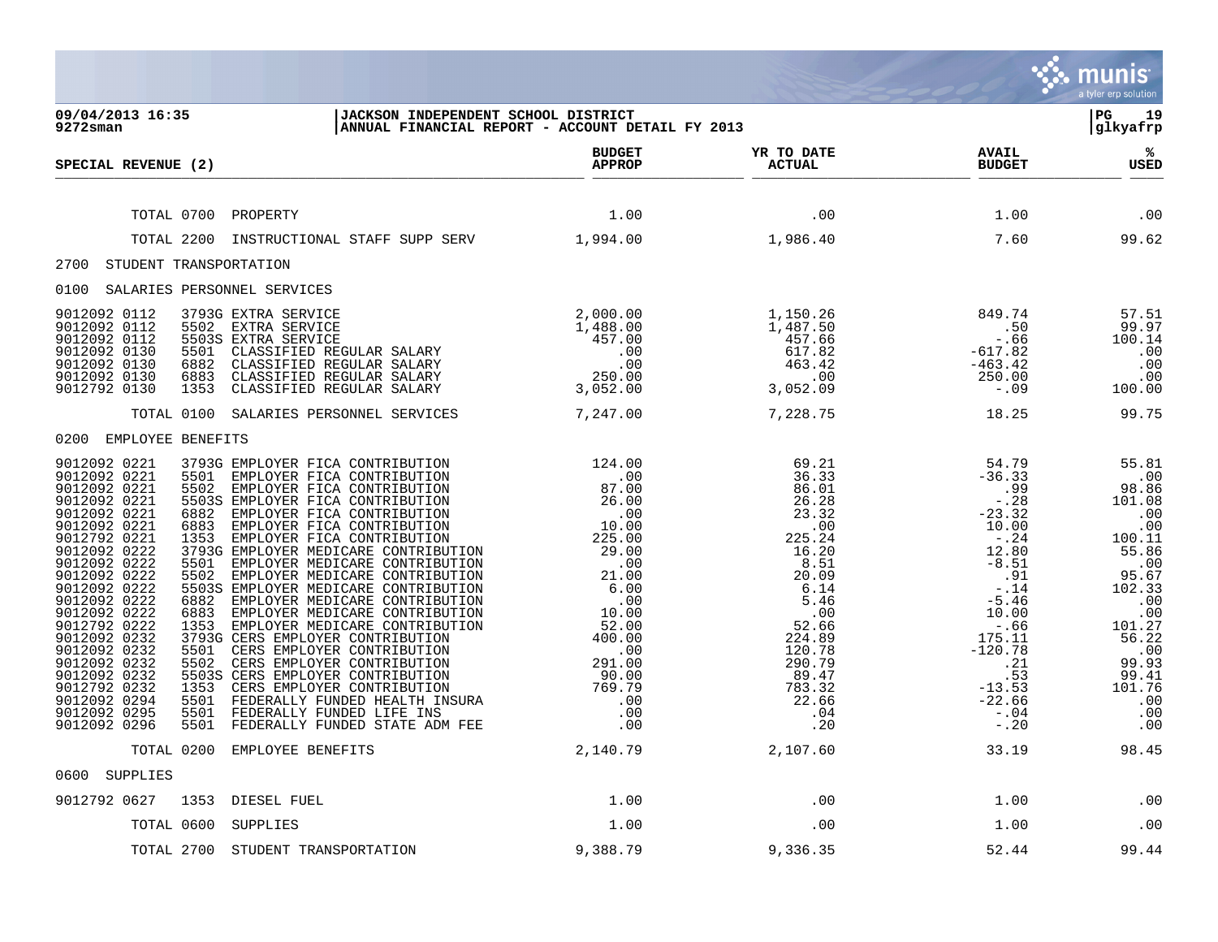**JACKSON INDEPENDENT SCHOOL DISTRICT**
**ANNUAL FINANCIAL REPORT - ACCOUNT DETAIL FY 2013**

09/04/2013 16:35
9272sman

| SPECIAL REVENUE (2) | | BUDGET APPROP | YR TO DATE ACTUAL | AVAIL BUDGET | % USED |
|---|---|---|---|---|---|
| TOTAL 0700 | PROPERTY | 1.00 | .00 | 1.00 | .00 |
| TOTAL 2200 | INSTRUCTIONAL STAFF SUPP SERV | 1,994.00 | 1,986.40 | 7.60 | 99.62 |
| 2700 STUDENT TRANSPORTATION | | | | | |
| 0100 SALARIES PERSONNEL SERVICES | | | | | |
| 9012092 0112 | 3793G EXTRA SERVICE | 2,000.00 | 1,150.26 | 849.74 | 57.51 |
| 9012092 0112 | 5502 EXTRA SERVICE | 1,488.00 | 1,487.50 | .50 | 99.97 |
| 9012092 0112 | 5503S EXTRA SERVICE | 457.00 | 457.66 | -.66 | 100.14 |
| 9012092 0130 | 5501 CLASSIFIED REGULAR SALARY | .00 | 617.82 | -617.82 | .00 |
| 9012092 0130 | 6882 CLASSIFIED REGULAR SALARY | .00 | 463.42 | -463.42 | .00 |
| 9012092 0130 | 6883 CLASSIFIED REGULAR SALARY | 250.00 | .00 | 250.00 | .00 |
| 9012792 0130 | 1353 CLASSIFIED REGULAR SALARY | 3,052.00 | 3,052.09 | -.09 | 100.00 |
| TOTAL 0100 | SALARIES PERSONNEL SERVICES | 7,247.00 | 7,228.75 | 18.25 | 99.75 |
| 0200 EMPLOYEE BENEFITS | | | | | |
| 9012092 0221 | 3793G EMPLOYER FICA CONTRIBUTION | 124.00 | 69.21 | 54.79 | 55.81 |
| 9012092 0221 | 5501 EMPLOYER FICA CONTRIBUTION | .00 | 36.33 | -36.33 | .00 |
| 9012092 0221 | 5502 EMPLOYER FICA CONTRIBUTION | 87.00 | 86.01 | .99 | 98.86 |
| 9012092 0221 | 5503S EMPLOYER FICA CONTRIBUTION | 26.00 | 26.28 | -.28 | 101.08 |
| 9012092 0221 | 6882 EMPLOYER FICA CONTRIBUTION | .00 | 23.32 | -23.32 | .00 |
| 9012092 0221 | 6883 EMPLOYER FICA CONTRIBUTION | 10.00 | .00 | 10.00 | .00 |
| 9012792 0221 | 1353 EMPLOYER FICA CONTRIBUTION | 225.00 | 225.24 | -.24 | 100.11 |
| 9012092 0222 | 3793G EMPLOYER MEDICARE CONTRIBUTION | 29.00 | 16.20 | 12.80 | 55.86 |
| 9012092 0222 | 5501 EMPLOYER MEDICARE CONTRIBUTION | .00 | 8.51 | -8.51 | .00 |
| 9012092 0222 | 5502 EMPLOYER MEDICARE CONTRIBUTION | 21.00 | 20.09 | .91 | 95.67 |
| 9012092 0222 | 5503S EMPLOYER MEDICARE CONTRIBUTION | 6.00 | 6.14 | -.14 | 102.33 |
| 9012092 0222 | 6882 EMPLOYER MEDICARE CONTRIBUTION | .00 | 5.46 | -5.46 | .00 |
| 9012092 0222 | 6883 EMPLOYER MEDICARE CONTRIBUTION | 10.00 | .00 | 10.00 | .00 |
| 9012792 0222 | 1353 EMPLOYER MEDICARE CONTRIBUTION | 52.00 | 52.66 | -.66 | 101.27 |
| 9012092 0232 | 3793G CERS EMPLOYER CONTRIBUTION | 400.00 | 224.89 | 175.11 | 56.22 |
| 9012092 0232 | 5501 CERS EMPLOYER CONTRIBUTION | .00 | 120.78 | -120.78 | .00 |
| 9012092 0232 | 5502 CERS EMPLOYER CONTRIBUTION | 291.00 | 290.79 | .21 | 99.93 |
| 9012092 0232 | 5503S CERS EMPLOYER CONTRIBUTION | 90.00 | 89.47 | .53 | 99.41 |
| 9012792 0232 | 1353 CERS EMPLOYER CONTRIBUTION | 769.79 | 783.32 | -13.53 | 101.76 |
| 9012092 0294 | 5501 FEDERALLY FUNDED HEALTH INSURA | .00 | 22.66 | -22.66 | .00 |
| 9012092 0295 | 5501 FEDERALLY FUNDED LIFE INS | .00 | .04 | -.04 | .00 |
| 9012092 0296 | 5501 FEDERALLY FUNDED STATE ADM FEE | .00 | .20 | -.20 | .00 |
| TOTAL 0200 | EMPLOYEE BENEFITS | 2,140.79 | 2,107.60 | 33.19 | 98.45 |
| 0600 SUPPLIES | | | | | |
| 9012792 0627 | 1353 DIESEL FUEL | 1.00 | .00 | 1.00 | .00 |
| TOTAL 0600 | SUPPLIES | 1.00 | .00 | 1.00 | .00 |
| TOTAL 2700 | STUDENT TRANSPORTATION | 9,388.79 | 9,336.35 | 52.44 | 99.44 |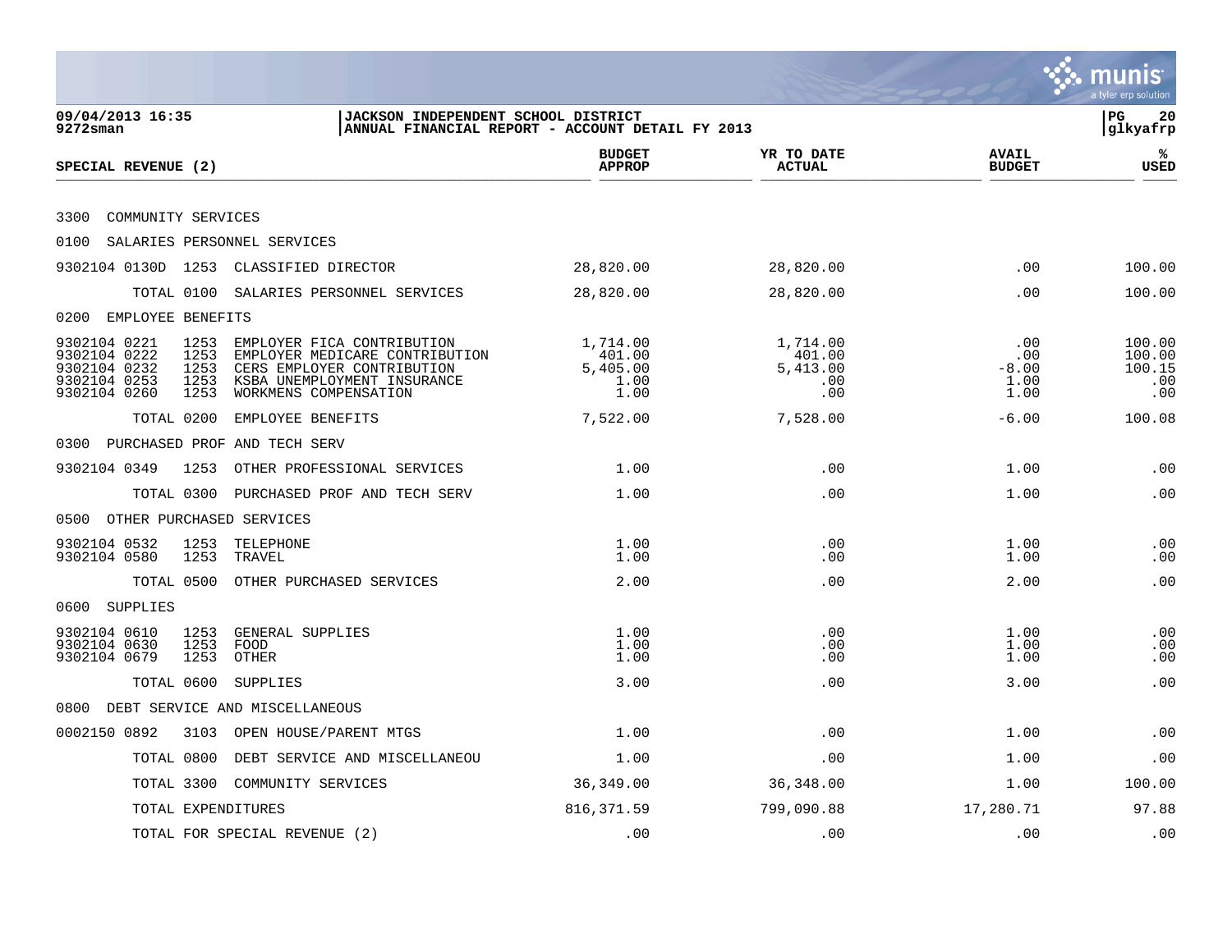09/04/2013 16:35
9272sman

**JACKSON INDEPENDENT SCHOOL DISTRICT**
**ANNUAL FINANCIAL REPORT - ACCOUNT DETAIL FY 2013**

PG 20
glkyafrp

| SPECIAL REVENUE (2) | | | BUDGET APPROP | YR TO DATE ACTUAL | AVAIL BUDGET | % USED |
|---|---|---|---|---|---|---|
| 3300 COMMUNITY SERVICES | | | | | | |
| 0100 SALARIES PERSONNEL SERVICES | | | | | | |
| 9302104 0130D | 1253 | CLASSIFIED DIRECTOR | 28,820.00 | 28,820.00 | .00 | 100.00 |
| | TOTAL 0100 | SALARIES PERSONNEL SERVICES | 28,820.00 | 28,820.00 | .00 | 100.00 |
| 0200 EMPLOYEE BENEFITS | | | | | | |
| 9302104 0221 | 1253 | EMPLOYER FICA CONTRIBUTION | 1,714.00 | 1,714.00 | .00 | 100.00 |
| 9302104 0222 | 1253 | EMPLOYER MEDICARE CONTRIBUTION | 401.00 | 401.00 | .00 | 100.00 |
| 9302104 0232 | 1253 | CERS EMPLOYER CONTRIBUTION | 5,405.00 | 5,413.00 | -8.00 | 100.15 |
| 9302104 0253 | 1253 | KSBA UNEMPLOYMENT INSURANCE | 1.00 | .00 | 1.00 | .00 |
| 9302104 0260 | 1253 | WORKMENS COMPENSATION | 1.00 | .00 | 1.00 | .00 |
| | TOTAL 0200 | EMPLOYEE BENEFITS | 7,522.00 | 7,528.00 | -6.00 | 100.08 |
| 0300 PURCHASED PROF AND TECH SERV | | | | | | |
| 9302104 0349 | 1253 | OTHER PROFESSIONAL SERVICES | 1.00 | .00 | 1.00 | .00 |
| | TOTAL 0300 | PURCHASED PROF AND TECH SERV | 1.00 | .00 | 1.00 | .00 |
| 0500 OTHER PURCHASED SERVICES | | | | | | |
| 9302104 0532 | 1253 | TELEPHONE | 1.00 | .00 | 1.00 | .00 |
| 9302104 0580 | 1253 | TRAVEL | 1.00 | .00 | 1.00 | .00 |
| | TOTAL 0500 | OTHER PURCHASED SERVICES | 2.00 | .00 | 2.00 | .00 |
| 0600 SUPPLIES | | | | | | |
| 9302104 0610 | 1253 | GENERAL SUPPLIES | 1.00 | .00 | 1.00 | .00 |
| 9302104 0630 | 1253 | FOOD | 1.00 | .00 | 1.00 | .00 |
| 9302104 0679 | 1253 | OTHER | 1.00 | .00 | 1.00 | .00 |
| | TOTAL 0600 | SUPPLIES | 3.00 | .00 | 3.00 | .00 |
| 0800 DEBT SERVICE AND MISCELLANEOUS | | | | | | |
| 0002150 0892 | 3103 | OPEN HOUSE/PARENT MTGS | 1.00 | .00 | 1.00 | .00 |
| | TOTAL 0800 | DEBT SERVICE AND MISCELLANEOU | 1.00 | .00 | 1.00 | .00 |
| | TOTAL 3300 | COMMUNITY SERVICES | 36,349.00 | 36,348.00 | 1.00 | 100.00 |
| | TOTAL EXPENDITURES | | 816,371.59 | 799,090.88 | 17,280.71 | 97.88 |
| | TOTAL FOR SPECIAL REVENUE (2) | | .00 | .00 | .00 | .00 |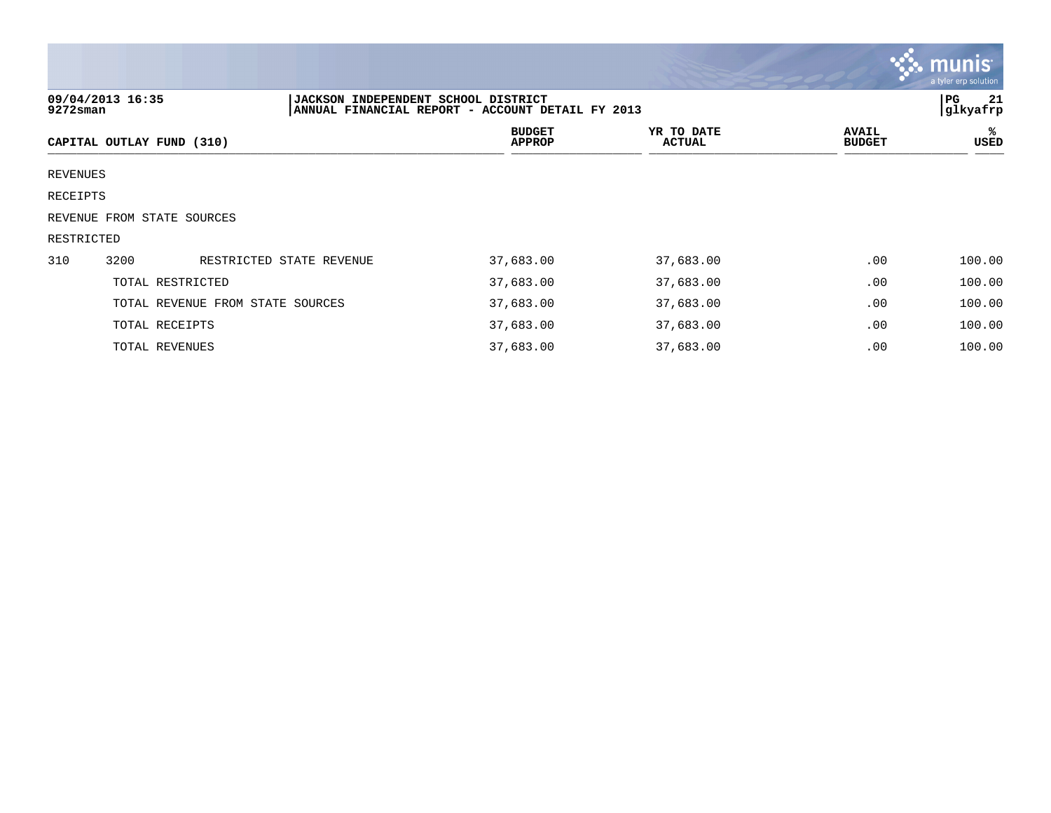09/04/2013 16:35
9272sman

**JACKSON INDEPENDENT SCHOOL DISTRICT**
**ANNUAL FINANCIAL REPORT - ACCOUNT DETAIL FY 2013**

PG 21
glkyafrp

| CAPITAL OUTLAY FUND (310) | | | BUDGET APPROP | YR TO DATE ACTUAL | AVAIL BUDGET | % USED |
|---|---|---|---|---|---|---|
| REVENUES | | | | | | |
| RECEIPTS | | | | | | |
| REVENUE FROM STATE SOURCES | | | | | | |
| RESTRICTED | | | | | | |
| 310 | 3200 | RESTRICTED STATE REVENUE | 37,683.00 | 37,683.00 | .00 | 100.00 |
| | TOTAL RESTRICTED | | 37,683.00 | 37,683.00 | .00 | 100.00 |
| | TOTAL REVENUE FROM STATE SOURCES | | 37,683.00 | 37,683.00 | .00 | 100.00 |
| | TOTAL RECEIPTS | | 37,683.00 | 37,683.00 | .00 | 100.00 |
| | TOTAL REVENUES | | 37,683.00 | 37,683.00 | .00 | 100.00 |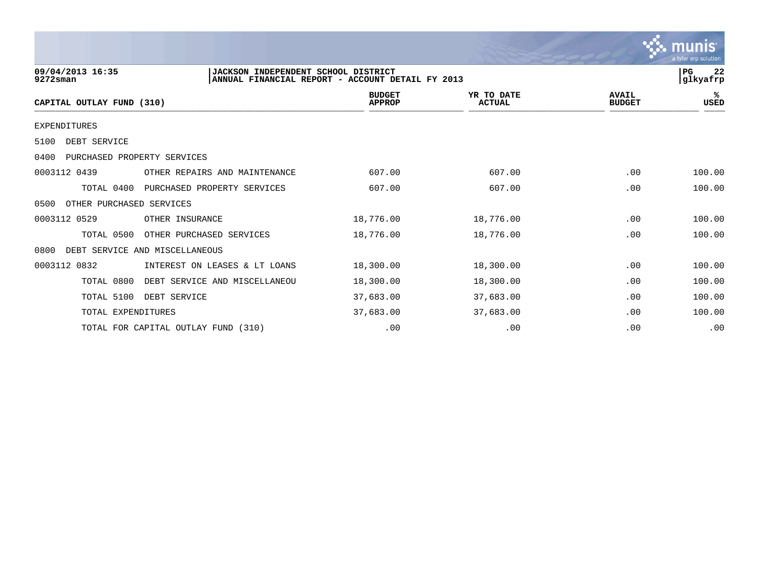**09/04/2013 16:35** | **JACKSON INDEPENDENT SCHOOL DISTRICT** | **PG 22**
**9272sman** | **ANNUAL FINANCIAL REPORT - ACCOUNT DETAIL FY 2013** | **glkyafrp**

| CAPITAL OUTLAY FUND (310) | | BUDGET APPROP | YR TO DATE ACTUAL | AVAIL BUDGET | % USED |
|---|---|---|---|---|---|
| EXPENDITURES | | | | | |
| 5100 DEBT SERVICE | | | | | |
| 0400 PURCHASED PROPERTY SERVICES | | | | | |
| 0003112 0439 | OTHER REPAIRS AND MAINTENANCE | 607.00 | 607.00 | .00 | 100.00 |
| TOTAL 0400 | PURCHASED PROPERTY SERVICES | 607.00 | 607.00 | .00 | 100.00 |
| 0500 OTHER PURCHASED SERVICES | | | | | |
| 0003112 0529 | OTHER INSURANCE | 18,776.00 | 18,776.00 | .00 | 100.00 |
| TOTAL 0500 | OTHER PURCHASED SERVICES | 18,776.00 | 18,776.00 | .00 | 100.00 |
| 0800 DEBT SERVICE AND MISCELLANEOUS | | | | | |
| 0003112 0832 | INTEREST ON LEASES & LT LOANS | 18,300.00 | 18,300.00 | .00 | 100.00 |
| TOTAL 0800 | DEBT SERVICE AND MISCELLANEOU | 18,300.00 | 18,300.00 | .00 | 100.00 |
| TOTAL 5100 | DEBT SERVICE | 37,683.00 | 37,683.00 | .00 | 100.00 |
| TOTAL EXPENDITURES | | 37,683.00 | 37,683.00 | .00 | 100.00 |
| TOTAL FOR CAPITAL OUTLAY FUND (310) | | .00 | .00 | .00 | .00 |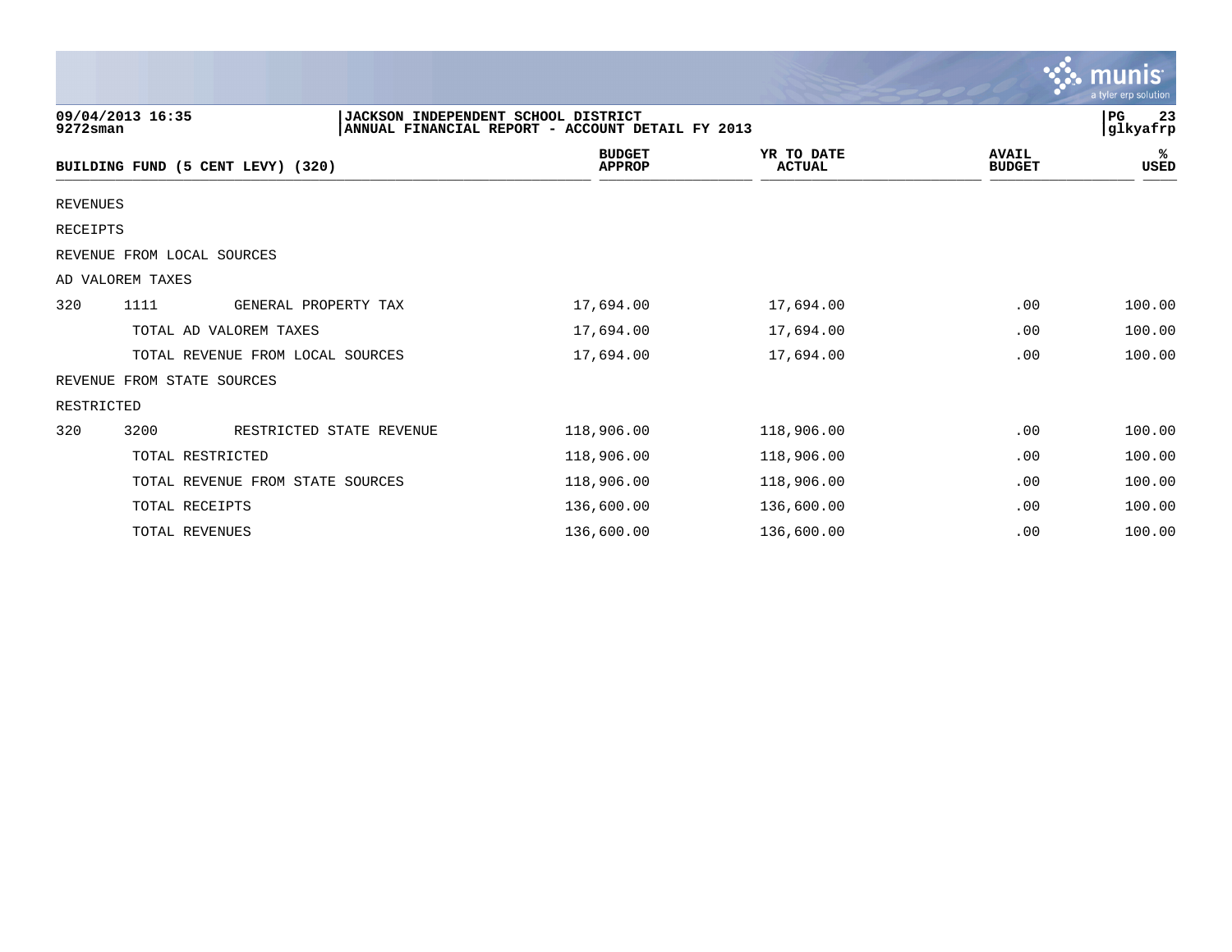09/04/2013 16:35
9272sman

**JACKSON INDEPENDENT SCHOOL DISTRICT**
**ANNUAL FINANCIAL REPORT - ACCOUNT DETAIL FY 2013**

PG 23
glkyafrp

| BUILDING FUND (5 CENT LEVY) (320) | | | BUDGET APPROP | YR TO DATE ACTUAL | AVAIL BUDGET | % USED |
|---|---|---|---|---|---|---|
| REVENUES | | | | | | |
| RECEIPTS | | | | | | |
| REVENUE FROM LOCAL SOURCES | | | | | | |
| AD VALOREM TAXES | | | | | | |
| 320 | 1111 | GENERAL PROPERTY TAX | 17,694.00 | 17,694.00 | .00 | 100.00 |
| | TOTAL AD VALOREM TAXES | | 17,694.00 | 17,694.00 | .00 | 100.00 |
| | TOTAL REVENUE FROM LOCAL SOURCES | | 17,694.00 | 17,694.00 | .00 | 100.00 |
| REVENUE FROM STATE SOURCES | | | | | | |
| RESTRICTED | | | | | | |
| 320 | 3200 | RESTRICTED STATE REVENUE | 118,906.00 | 118,906.00 | .00 | 100.00 |
| | TOTAL RESTRICTED | | 118,906.00 | 118,906.00 | .00 | 100.00 |
| | TOTAL REVENUE FROM STATE SOURCES | | 118,906.00 | 118,906.00 | .00 | 100.00 |
| | TOTAL RECEIPTS | | 136,600.00 | 136,600.00 | .00 | 100.00 |
| | TOTAL REVENUES | | 136,600.00 | 136,600.00 | .00 | 100.00 |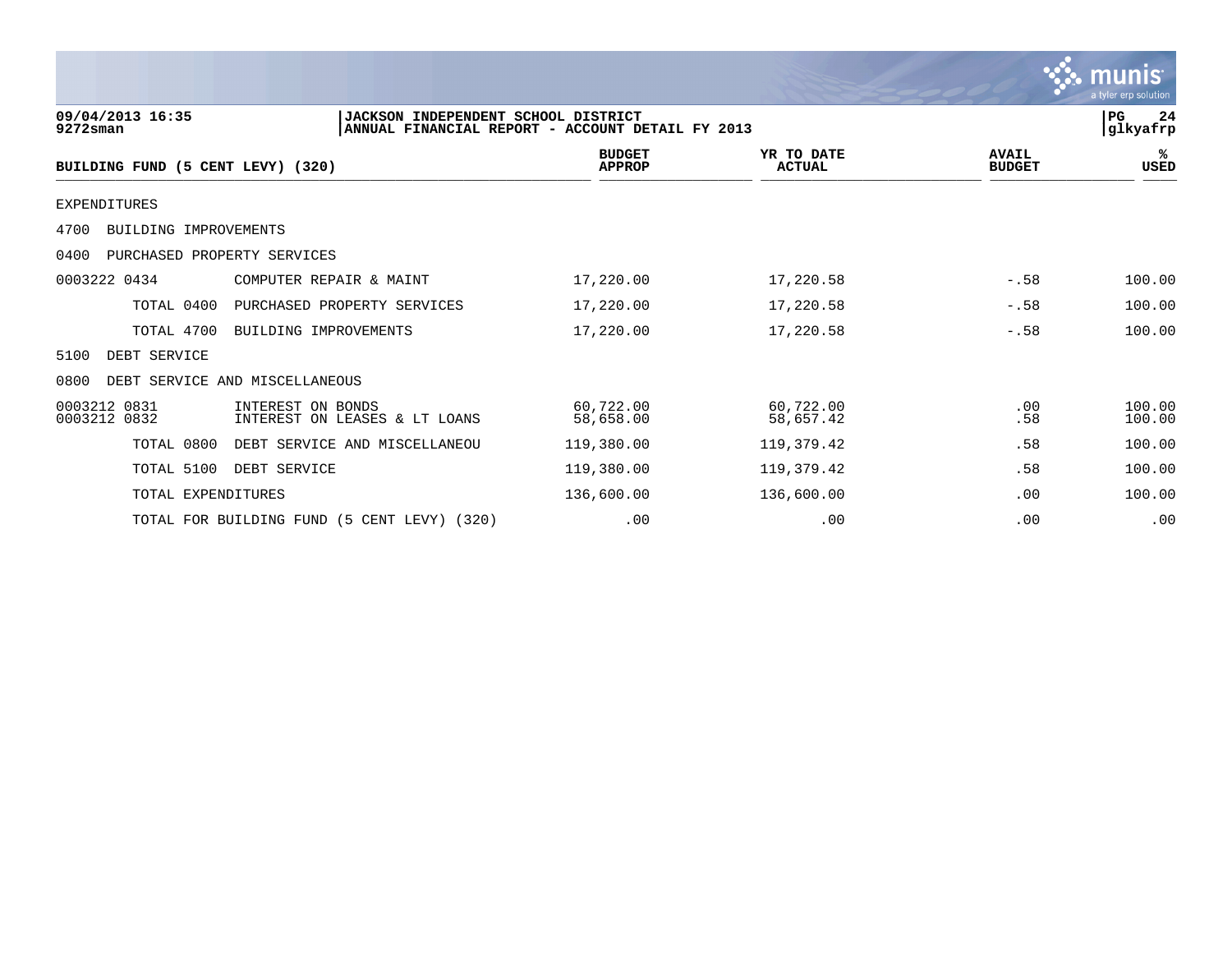09/04/2013 16:35
9272sman

JACKSON INDEPENDENT SCHOOL DISTRICT
ANNUAL FINANCIAL REPORT - ACCOUNT DETAIL FY 2013

PG 24
glkyafrp

| BUILDING FUND (5 CENT LEVY) (320) | | BUDGET APPROP | YR TO DATE ACTUAL | AVAIL BUDGET | % USED |
|---|---|---|---|---|---|
| EXPENDITURES | | | | | |
| 4700 BUILDING IMPROVEMENTS | | | | | |
| 0400 PURCHASED PROPERTY SERVICES | | | | | |
| 0003222 0434 | COMPUTER REPAIR & MAINT | 17,220.00 | 17,220.58 | -.58 | 100.00 |
| TOTAL 0400 | PURCHASED PROPERTY SERVICES | 17,220.00 | 17,220.58 | -.58 | 100.00 |
| TOTAL 4700 | BUILDING IMPROVEMENTS | 17,220.00 | 17,220.58 | -.58 | 100.00 |
| 5100 DEBT SERVICE | | | | | |
| 0800 DEBT SERVICE AND MISCELLANEOUS | | | | | |
| 0003212 0831 | INTEREST ON BONDS | 60,722.00 | 60,722.00 | .00 | 100.00 |
| 0003212 0832 | INTEREST ON LEASES & LT LOANS | 58,658.00 | 58,657.42 | .58 | 100.00 |
| TOTAL 0800 | DEBT SERVICE AND MISCELLANEOU | 119,380.00 | 119,379.42 | .58 | 100.00 |
| TOTAL 5100 | DEBT SERVICE | 119,380.00 | 119,379.42 | .58 | 100.00 |
| TOTAL EXPENDITURES | | 136,600.00 | 136,600.00 | .00 | 100.00 |
| TOTAL FOR BUILDING FUND (5 CENT LEVY) (320) | | .00 | .00 | .00 | .00 |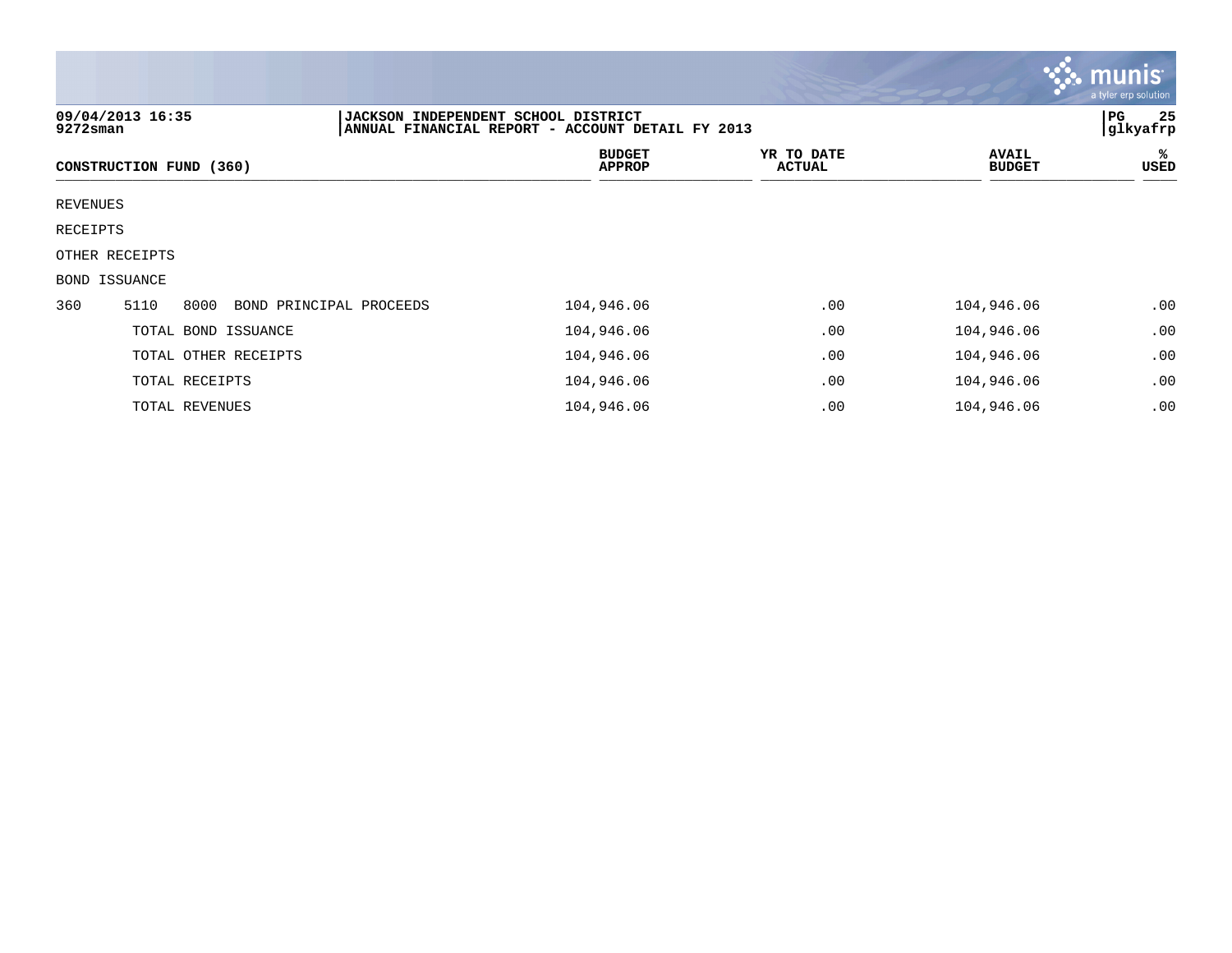09/04/2013 16:35
9272sman

JACKSON INDEPENDENT SCHOOL DISTRICT
ANNUAL FINANCIAL REPORT - ACCOUNT DETAIL FY 2013

PG 25
glkyafrp

| CONSTRUCTION FUND (360) | BUDGET APPROP | YR TO DATE ACTUAL | AVAIL BUDGET | % USED |
|---|---|---|---|---|
| REVENUES | | | | |
| RECEIPTS | | | | |
| OTHER RECEIPTS | | | | |
| BOND ISSUANCE | | | | |
| 360 5110 8000 BOND PRINCIPAL PROCEEDS | 104,946.06 | .00 | 104,946.06 | .00 |
| TOTAL BOND ISSUANCE | 104,946.06 | .00 | 104,946.06 | .00 |
| TOTAL OTHER RECEIPTS | 104,946.06 | .00 | 104,946.06 | .00 |
| TOTAL RECEIPTS | 104,946.06 | .00 | 104,946.06 | .00 |
| TOTAL REVENUES | 104,946.06 | .00 | 104,946.06 | .00 |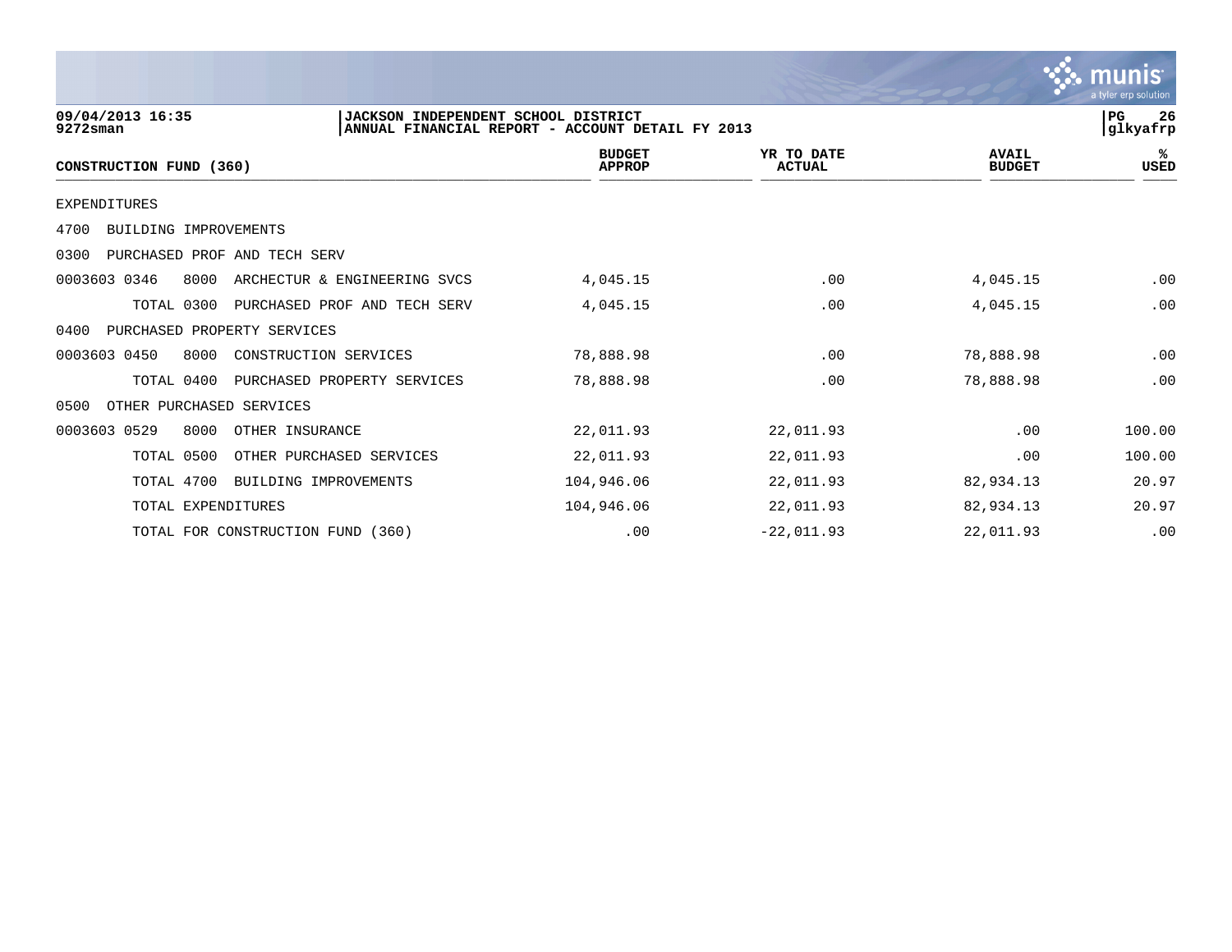09/04/2013 16:35
9272sman

**JACKSON INDEPENDENT SCHOOL DISTRICT**
**ANNUAL FINANCIAL REPORT - ACCOUNT DETAIL FY 2013**

PG 26
glkyafrp

| CONSTRUCTION FUND (360) | BUDGET APPROP | YR TO DATE ACTUAL | AVAIL BUDGET | % USED |
|---|---|---|---|---|
| EXPENDITURES | | | | |
| 4700 BUILDING IMPROVEMENTS | | | | |
| 0300 PURCHASED PROF AND TECH SERV | | | | |
| 0003603 0346 8000 ARCHECTUR & ENGINEERING SVCS | 4,045.15 | .00 | 4,045.15 | .00 |
| TOTAL 0300 PURCHASED PROF AND TECH SERV | 4,045.15 | .00 | 4,045.15 | .00 |
| 0400 PURCHASED PROPERTY SERVICES | | | | |
| 0003603 0450 8000 CONSTRUCTION SERVICES | 78,888.98 | .00 | 78,888.98 | .00 |
| TOTAL 0400 PURCHASED PROPERTY SERVICES | 78,888.98 | .00 | 78,888.98 | .00 |
| 0500 OTHER PURCHASED SERVICES | | | | |
| 0003603 0529 8000 OTHER INSURANCE | 22,011.93 | 22,011.93 | .00 | 100.00 |
| TOTAL 0500 OTHER PURCHASED SERVICES | 22,011.93 | 22,011.93 | .00 | 100.00 |
| TOTAL 4700 BUILDING IMPROVEMENTS | 104,946.06 | 22,011.93 | 82,934.13 | 20.97 |
| TOTAL EXPENDITURES | 104,946.06 | 22,011.93 | 82,934.13 | 20.97 |
| TOTAL FOR CONSTRUCTION FUND (360) | .00 | -22,011.93 | 22,011.93 | .00 |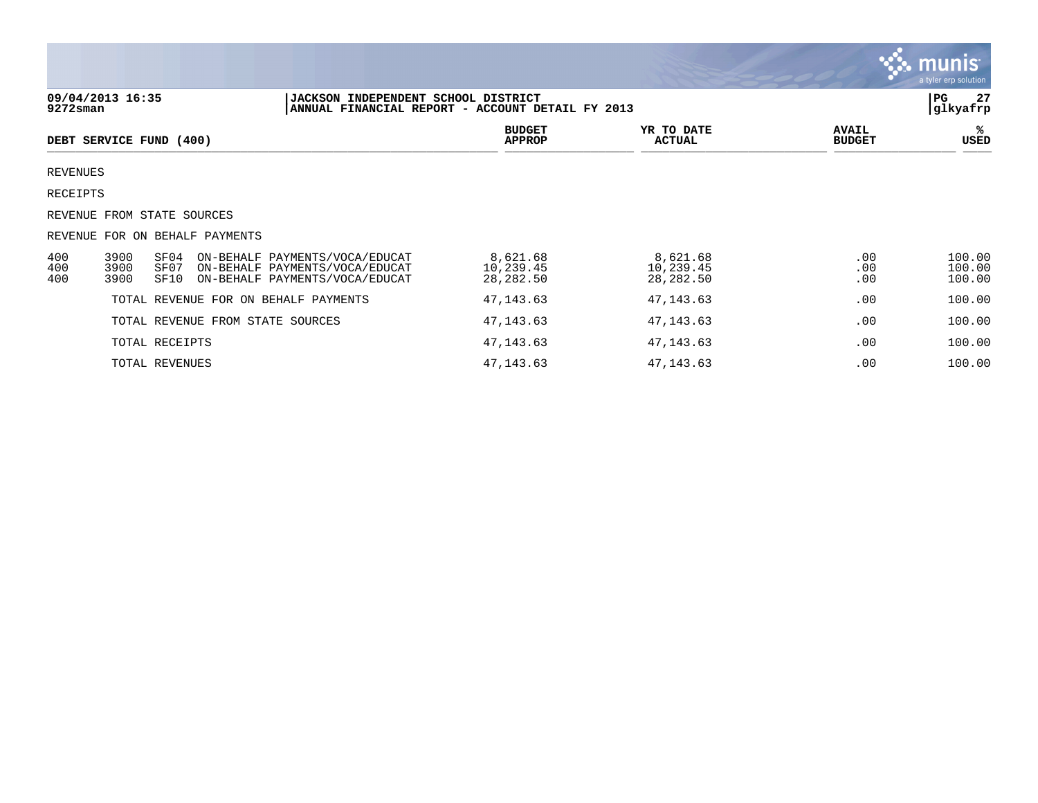**JACKSON INDEPENDENT SCHOOL DISTRICT**
**ANNUAL FINANCIAL REPORT - ACCOUNT DETAIL FY 2013**

09/04/2013 16:35
9272sman

| DEBT SERVICE FUND (400) | BUDGET APPROP | YR TO DATE ACTUAL | AVAIL BUDGET | % USED |
|---|---|---|---|---|
| REVENUES | | | | |
| RECEIPTS | | | | |
| REVENUE FROM STATE SOURCES | | | | |
| REVENUE FOR ON BEHALF PAYMENTS | | | | |
| 400 3900 SF04 ON-BEHALF PAYMENTS/VOCA/EDUCAT | 8,621.68 | 8,621.68 | .00 | 100.00 |
| 400 3900 SF07 ON-BEHALF PAYMENTS/VOCA/EDUCAT | 10,239.45 | 10,239.45 | .00 | 100.00 |
| 400 3900 SF10 ON-BEHALF PAYMENTS/VOCA/EDUCAT | 28,282.50 | 28,282.50 | .00 | 100.00 |
| TOTAL REVENUE FOR ON BEHALF PAYMENTS | 47,143.63 | 47,143.63 | .00 | 100.00 |
| TOTAL REVENUE FROM STATE SOURCES | 47,143.63 | 47,143.63 | .00 | 100.00 |
| TOTAL RECEIPTS | 47,143.63 | 47,143.63 | .00 | 100.00 |
| TOTAL REVENUES | 47,143.63 | 47,143.63 | .00 | 100.00 |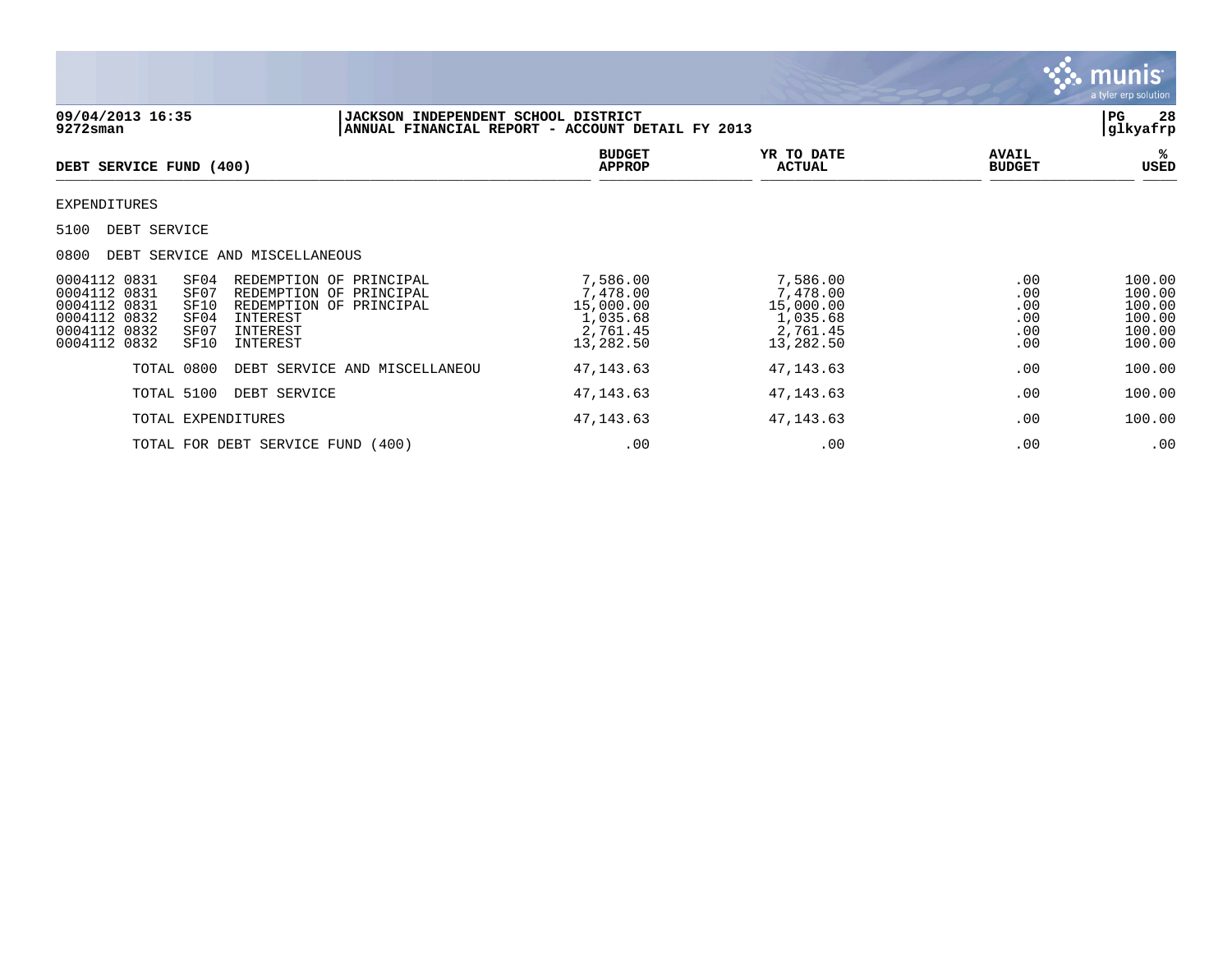**09/04/2013 16:35**
**9272sman**

**JACKSON INDEPENDENT SCHOOL DISTRICT**
**ANNUAL FINANCIAL REPORT - ACCOUNT DETAIL FY 2013**

**PG 28**
**glkyafrp**

| DEBT SERVICE FUND (400) | | | | BUDGET APPROP | YR TO DATE ACTUAL | AVAIL BUDGET | % USED |
|---|---|---|---|---|---|---|---|
| EXPENDITURES | | | | | | | |
| 5100 DEBT SERVICE | | | | | | | |
| 0800 DEBT SERVICE AND MISCELLANEOUS | | | | | | | |
| 0004112 | 0831 | SF04 | REDEMPTION OF PRINCIPAL | 7,586.00 | 7,586.00 | .00 | 100.00 |
| 0004112 | 0831 | SF07 | REDEMPTION OF PRINCIPAL | 7,478.00 | 7,478.00 | .00 | 100.00 |
| 0004112 | 0831 | SF10 | REDEMPTION OF PRINCIPAL | 15,000.00 | 15,000.00 | .00 | 100.00 |
| 0004112 | 0832 | SF04 | INTEREST | 1,035.68 | 1,035.68 | .00 | 100.00 |
| 0004112 | 0832 | SF07 | INTEREST | 2,761.45 | 2,761.45 | .00 | 100.00 |
| 0004112 | 0832 | SF10 | INTEREST | 13,282.50 | 13,282.50 | .00 | 100.00 |
| | TOTAL 0800 | | DEBT SERVICE AND MISCELLANEOU | 47,143.63 | 47,143.63 | .00 | 100.00 |
| | TOTAL 5100 | | DEBT SERVICE | 47,143.63 | 47,143.63 | .00 | 100.00 |
| | TOTAL EXPENDITURES | | | 47,143.63 | 47,143.63 | .00 | 100.00 |
| | TOTAL FOR DEBT SERVICE FUND (400) | | | .00 | .00 | .00 | .00 |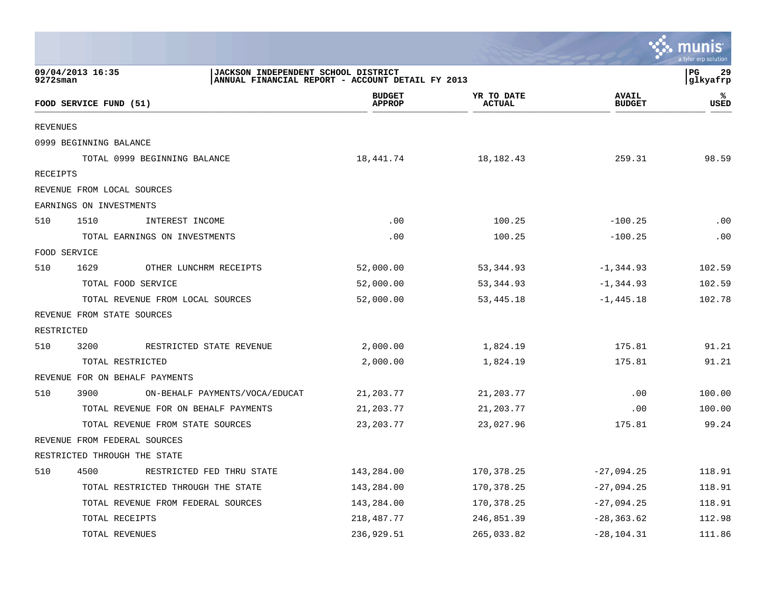09/04/2013 16:35
9272sman

**JACKSON INDEPENDENT SCHOOL DISTRICT**
**ANNUAL FINANCIAL REPORT - ACCOUNT DETAIL FY 2013**

PG 29
glkyafrp

| FOOD SERVICE FUND (51) | | | BUDGET APPROP | YR TO DATE ACTUAL | AVAIL BUDGET | % USED |
|---|---|---|---|---|---|---|
| REVENUES | | | | | | |
| 0999 BEGINNING BALANCE | | | | | | |
| | TOTAL 0999 BEGINNING BALANCE | | 18,441.74 | 18,182.43 | 259.31 | 98.59 |
| RECEIPTS | | | | | | |
| REVENUE FROM LOCAL SOURCES | | | | | | |
| EARNINGS ON INVESTMENTS | | | | | | |
| 510 | 1510 | INTEREST INCOME | .00 | 100.25 | -100.25 | .00 |
| | TOTAL EARNINGS ON INVESTMENTS | | .00 | 100.25 | -100.25 | .00 |
| FOOD SERVICE | | | | | | |
| 510 | 1629 | OTHER LUNCHRM RECEIPTS | 52,000.00 | 53,344.93 | -1,344.93 | 102.59 |
| | TOTAL FOOD SERVICE | | 52,000.00 | 53,344.93 | -1,344.93 | 102.59 |
| | TOTAL REVENUE FROM LOCAL SOURCES | | 52,000.00 | 53,445.18 | -1,445.18 | 102.78 |
| REVENUE FROM STATE SOURCES | | | | | | |
| RESTRICTED | | | | | | |
| 510 | 3200 | RESTRICTED STATE REVENUE | 2,000.00 | 1,824.19 | 175.81 | 91.21 |
| | TOTAL RESTRICTED | | 2,000.00 | 1,824.19 | 175.81 | 91.21 |
| REVENUE FOR ON BEHALF PAYMENTS | | | | | | |
| 510 | 3900 | ON-BEHALF PAYMENTS/VOCA/EDUCAT | 21,203.77 | 21,203.77 | .00 | 100.00 |
| | TOTAL REVENUE FOR ON BEHALF PAYMENTS | | 21,203.77 | 21,203.77 | .00 | 100.00 |
| | TOTAL REVENUE FROM STATE SOURCES | | 23,203.77 | 23,027.96 | 175.81 | 99.24 |
| REVENUE FROM FEDERAL SOURCES | | | | | | |
| RESTRICTED THROUGH THE STATE | | | | | | |
| 510 | 4500 | RESTRICTED FED THRU STATE | 143,284.00 | 170,378.25 | -27,094.25 | 118.91 |
| | TOTAL RESTRICTED THROUGH THE STATE | | 143,284.00 | 170,378.25 | -27,094.25 | 118.91 |
| | TOTAL REVENUE FROM FEDERAL SOURCES | | 143,284.00 | 170,378.25 | -27,094.25 | 118.91 |
| | TOTAL RECEIPTS | | 218,487.77 | 246,851.39 | -28,363.62 | 112.98 |
| | TOTAL REVENUES | | 236,929.51 | 265,033.82 | -28,104.31 | 111.86 |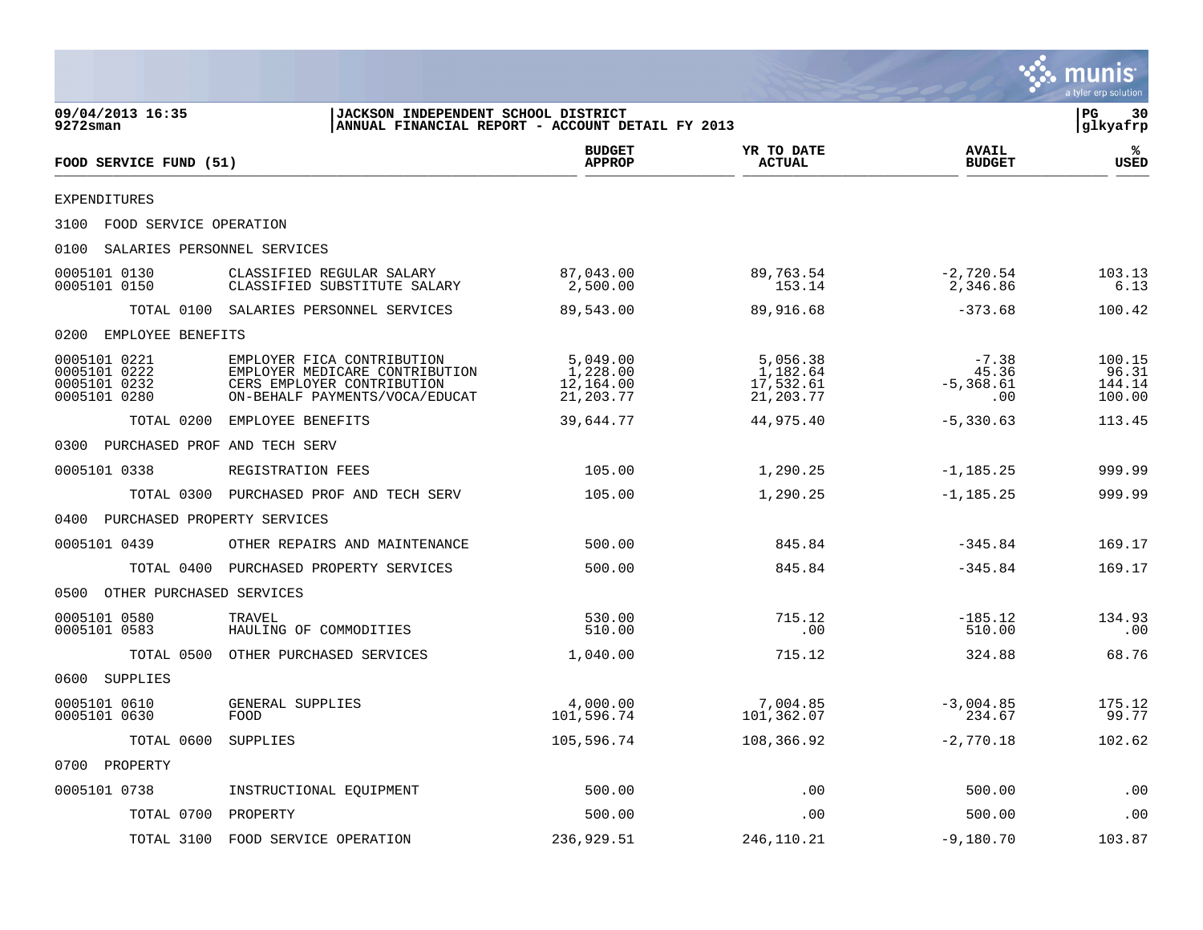**09/04/2013 16:35** | **JACKSON INDEPENDENT SCHOOL DISTRICT**
**9272sman** | **ANNUAL FINANCIAL REPORT - ACCOUNT DETAIL FY 2013**

| FOOD SERVICE FUND (51) | | BUDGET APPROP | YR TO DATE ACTUAL | AVAIL BUDGET | % USED |
|---|---|---|---|---|---|
| EXPENDITURES | | | | | |
| 3100 FOOD SERVICE OPERATION | | | | | |
| 0100 SALARIES PERSONNEL SERVICES | | | | | |
| 0005101 0130 | CLASSIFIED REGULAR SALARY | 87,043.00 | 89,763.54 | -2,720.54 | 103.13 |
| 0005101 0150 | CLASSIFIED SUBSTITUTE SALARY | 2,500.00 | 153.14 | 2,346.86 | 6.13 |
| TOTAL 0100 | SALARIES PERSONNEL SERVICES | 89,543.00 | 89,916.68 | -373.68 | 100.42 |
| 0200 EMPLOYEE BENEFITS | | | | | |
| 0005101 0221 | EMPLOYER FICA CONTRIBUTION | 5,049.00 | 5,056.38 | -7.38 | 100.15 |
| 0005101 0222 | EMPLOYER MEDICARE CONTRIBUTION | 1,228.00 | 1,182.64 | 45.36 | 96.31 |
| 0005101 0232 | CERS EMPLOYER CONTRIBUTION | 12,164.00 | 17,532.61 | -5,368.61 | 144.14 |
| 0005101 0280 | ON-BEHALF PAYMENTS/VOCA/EDUCAT | 21,203.77 | 21,203.77 | .00 | 100.00 |
| TOTAL 0200 | EMPLOYEE BENEFITS | 39,644.77 | 44,975.40 | -5,330.63 | 113.45 |
| 0300 PURCHASED PROF AND TECH SERV | | | | | |
| 0005101 0338 | REGISTRATION FEES | 105.00 | 1,290.25 | -1,185.25 | 999.99 |
| TOTAL 0300 | PURCHASED PROF AND TECH SERV | 105.00 | 1,290.25 | -1,185.25 | 999.99 |
| 0400 PURCHASED PROPERTY SERVICES | | | | | |
| 0005101 0439 | OTHER REPAIRS AND MAINTENANCE | 500.00 | 845.84 | -345.84 | 169.17 |
| TOTAL 0400 | PURCHASED PROPERTY SERVICES | 500.00 | 845.84 | -345.84 | 169.17 |
| 0500 OTHER PURCHASED SERVICES | | | | | |
| 0005101 0580 | TRAVEL | 530.00 | 715.12 | -185.12 | 134.93 |
| 0005101 0583 | HAULING OF COMMODITIES | 510.00 | .00 | 510.00 | .00 |
| TOTAL 0500 | OTHER PURCHASED SERVICES | 1,040.00 | 715.12 | 324.88 | 68.76 |
| 0600 SUPPLIES | | | | | |
| 0005101 0610 | GENERAL SUPPLIES | 4,000.00 | 7,004.85 | -3,004.85 | 175.12 |
| 0005101 0630 | FOOD | 101,596.74 | 101,362.07 | 234.67 | 99.77 |
| TOTAL 0600 | SUPPLIES | 105,596.74 | 108,366.92 | -2,770.18 | 102.62 |
| 0700 PROPERTY | | | | | |
| 0005101 0738 | INSTRUCTIONAL EQUIPMENT | 500.00 | .00 | 500.00 | .00 |
| TOTAL 0700 | PROPERTY | 500.00 | .00 | 500.00 | .00 |
| TOTAL 3100 | FOOD SERVICE OPERATION | 236,929.51 | 246,110.21 | -9,180.70 | 103.87 |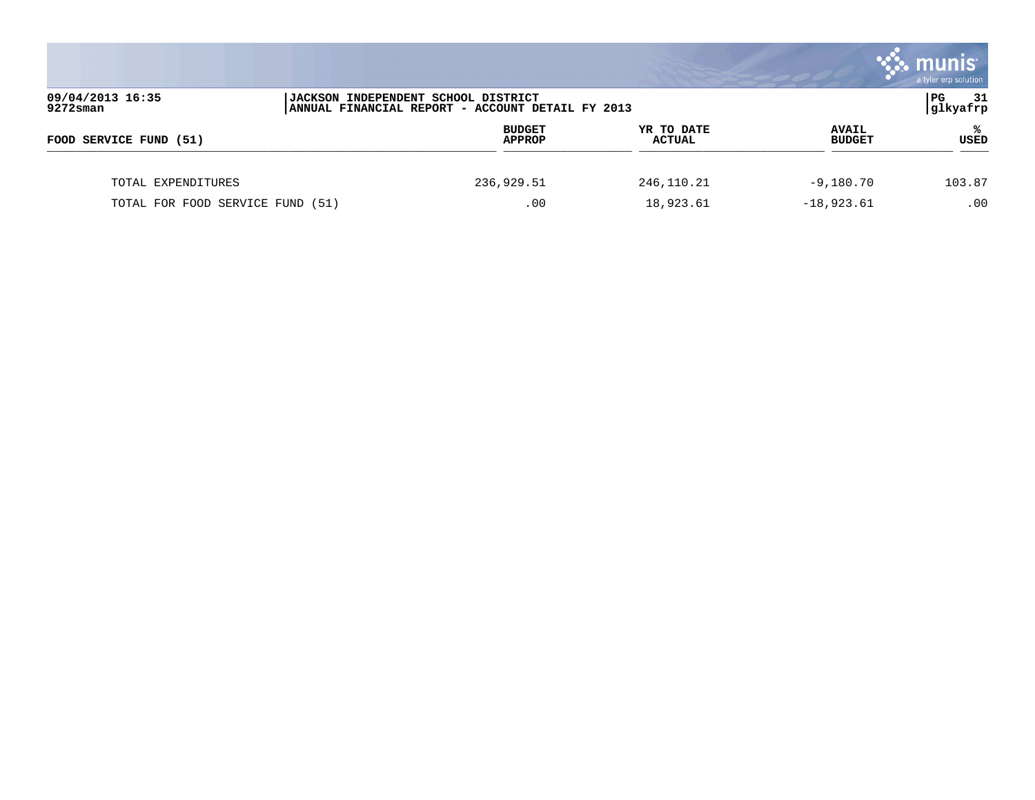JACKSON INDEPENDENT SCHOOL DISTRICT
ANNUAL FINANCIAL REPORT - ACCOUNT DETAIL FY 2013

| FOOD SERVICE FUND (51) | BUDGET APPROP | YR TO DATE ACTUAL | AVAIL BUDGET | % USED |
|---|---|---|---|---|
| TOTAL EXPENDITURES | 236,929.51 | 246,110.21 | -9,180.70 | 103.87 |
| TOTAL FOR FOOD SERVICE FUND (51) | .00 | 18,923.61 | -18,923.61 | .00 |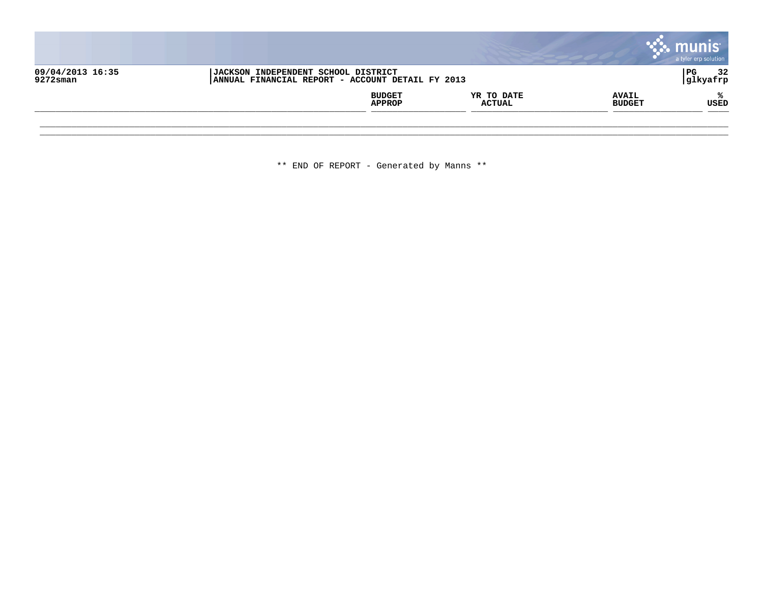| | BUDGET APPROP | YR TO DATE ACTUAL | AVAIL BUDGET | % USED |
|---|---|---|---|---|

** END OF REPORT - Generated by Manns **